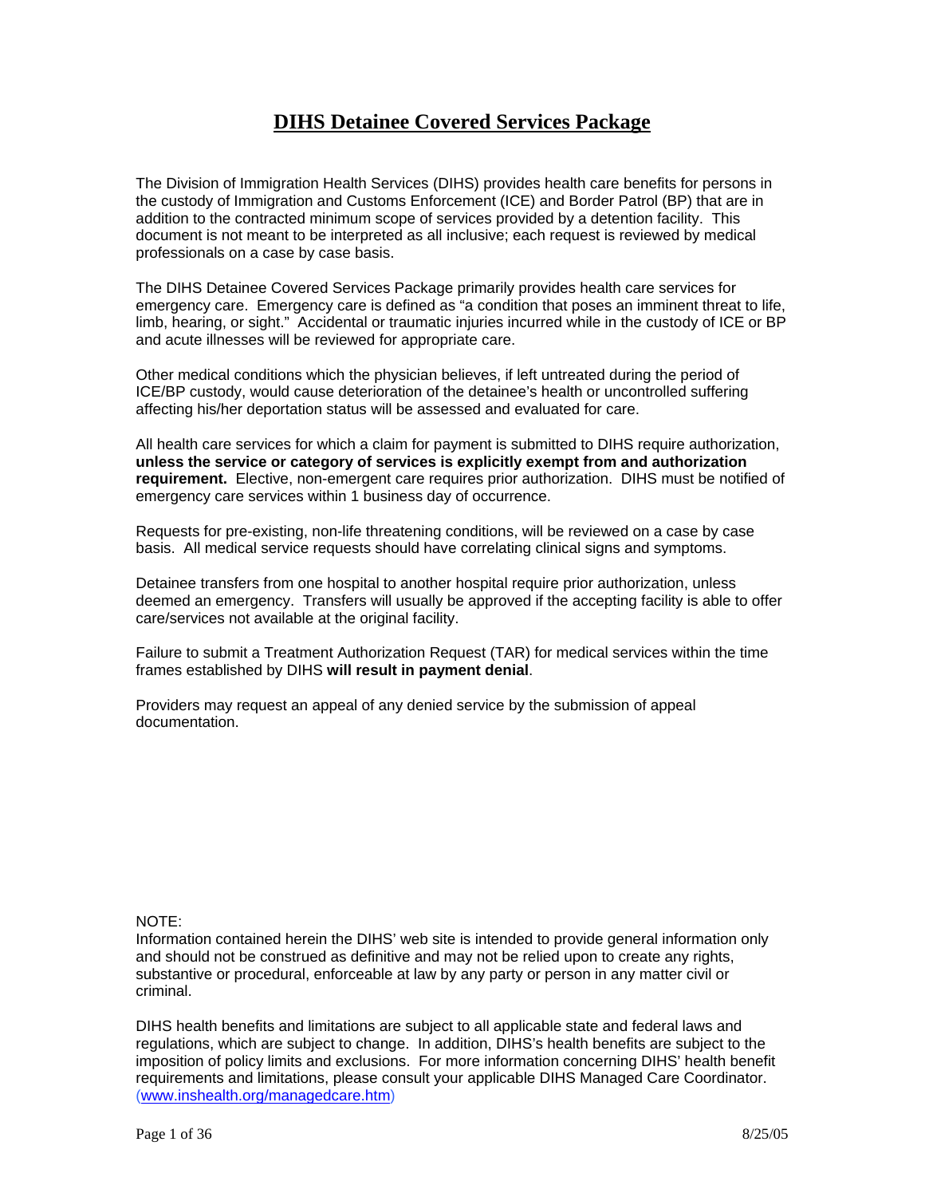# **DIHS Detainee Covered Services Package**

The Division of Immigration Health Services (DIHS) provides health care benefits for persons in the custody of Immigration and Customs Enforcement (ICE) and Border Patrol (BP) that are in addition to the contracted minimum scope of services provided by a detention facility. This document is not meant to be interpreted as all inclusive; each request is reviewed by medical professionals on a case by case basis.

The DIHS Detainee Covered Services Package primarily provides health care services for emergency care. Emergency care is defined as "a condition that poses an imminent threat to life, limb, hearing, or sight." Accidental or traumatic injuries incurred while in the custody of ICE or BP and acute illnesses will be reviewed for appropriate care.

Other medical conditions which the physician believes, if left untreated during the period of ICE/BP custody, would cause deterioration of the detainee's health or uncontrolled suffering affecting his/her deportation status will be assessed and evaluated for care.

All health care services for which a claim for payment is submitted to DIHS require authorization, **unless the service or category of services is explicitly exempt from and authorization requirement.** Elective, non-emergent care requires prior authorization. DIHS must be notified of emergency care services within 1 business day of occurrence.

Requests for pre-existing, non-life threatening conditions, will be reviewed on a case by case basis. All medical service requests should have correlating clinical signs and symptoms.

Detainee transfers from one hospital to another hospital require prior authorization, unless deemed an emergency. Transfers will usually be approved if the accepting facility is able to offer care/services not available at the original facility.

Failure to submit a Treatment Authorization Request (TAR) for medical services within the time frames established by DIHS **will result in payment denial**.

Providers may request an appeal of any denied service by the submission of appeal documentation.

NOTE:
Information contained herein the DIHS' web site is intended to provide general information only and should not be construed as definitive and may not be relied upon to create any rights, substantive or procedural, enforceable at law by any party or person in any matter civil or criminal.

DIHS health benefits and limitations are subject to all applicable state and federal laws and regulations, which are subject to change. In addition, DIHS's health benefits are subject to the imposition of policy limits and exclusions. For more information concerning DIHS' health benefit requirements and limitations, please consult your applicable DIHS Managed Care Coordinator. (www.inshealth.org/managedcare.htm)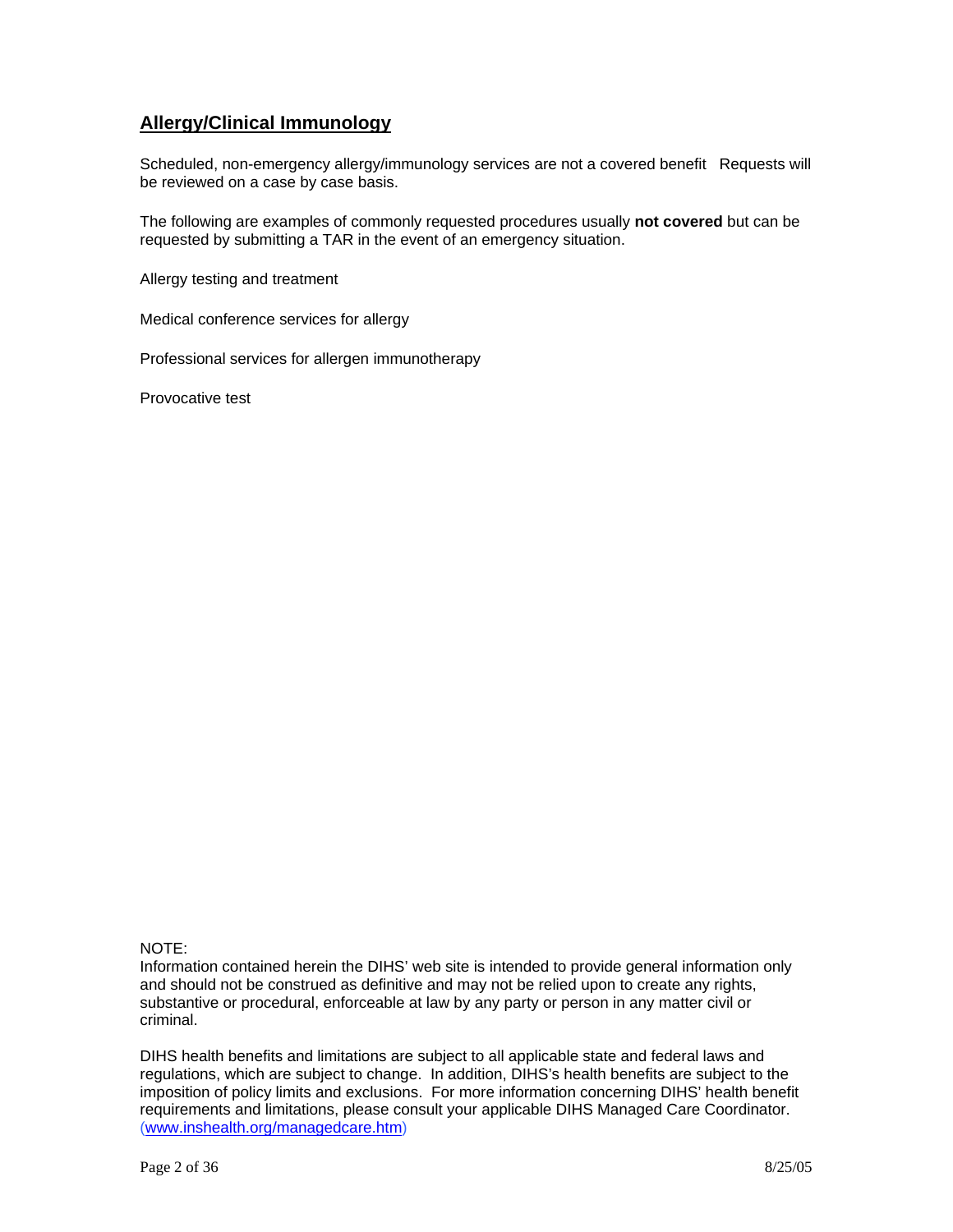## Allergy/Clinical Immunology

Scheduled, non-emergency allergy/immunology services are not a covered benefit   Requests will be reviewed on a case by case basis.

The following are examples of commonly requested procedures usually **not covered** but can be requested by submitting a TAR in the event of an emergency situation.

Allergy testing and treatment

Medical conference services for allergy

Professional services for allergen immunotherapy

Provocative test

NOTE:
Information contained herein the DIHS' web site is intended to provide general information only and should not be construed as definitive and may not be relied upon to create any rights, substantive or procedural, enforceable at law by any party or person in any matter civil or criminal.

DIHS health benefits and limitations are subject to all applicable state and federal laws and regulations, which are subject to change. In addition, DIHS's health benefits are subject to the imposition of policy limits and exclusions. For more information concerning DIHS' health benefit requirements and limitations, please consult your applicable DIHS Managed Care Coordinator. (www.inshealth.org/managedcare.htm)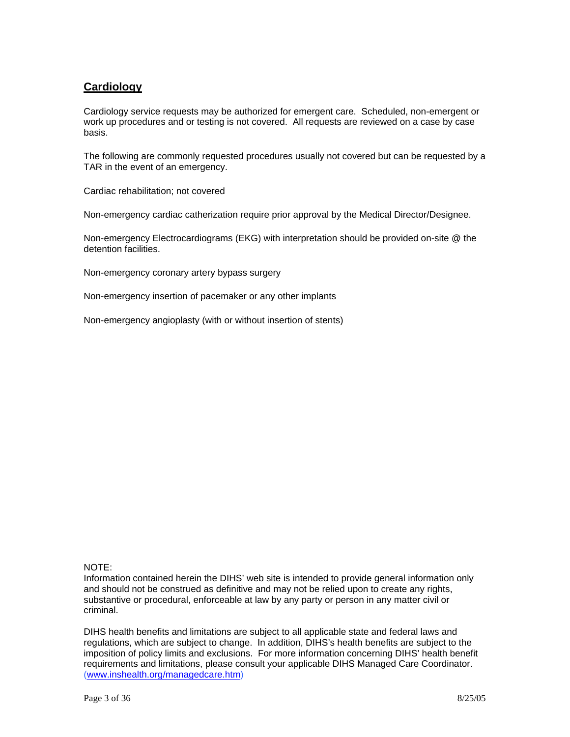## Cardiology

Cardiology service requests may be authorized for emergent care. Scheduled, non-emergent or work up procedures and or testing is not covered. All requests are reviewed on a case by case basis.

The following are commonly requested procedures usually not covered but can be requested by a TAR in the event of an emergency.

Cardiac rehabilitation; not covered

Non-emergency cardiac catherization require prior approval by the Medical Director/Designee.

Non-emergency Electrocardiograms (EKG) with interpretation should be provided on-site @ the detention facilities.

Non-emergency coronary artery bypass surgery

Non-emergency insertion of pacemaker or any other implants

Non-emergency angioplasty (with or without insertion of stents)

NOTE:
Information contained herein the DIHS' web site is intended to provide general information only and should not be construed as definitive and may not be relied upon to create any rights, substantive or procedural, enforceable at law by any party or person in any matter civil or criminal.

DIHS health benefits and limitations are subject to all applicable state and federal laws and regulations, which are subject to change. In addition, DIHS's health benefits are subject to the imposition of policy limits and exclusions. For more information concerning DIHS' health benefit requirements and limitations, please consult your applicable DIHS Managed Care Coordinator. (www.inshealth.org/managedcare.htm)

8/25/05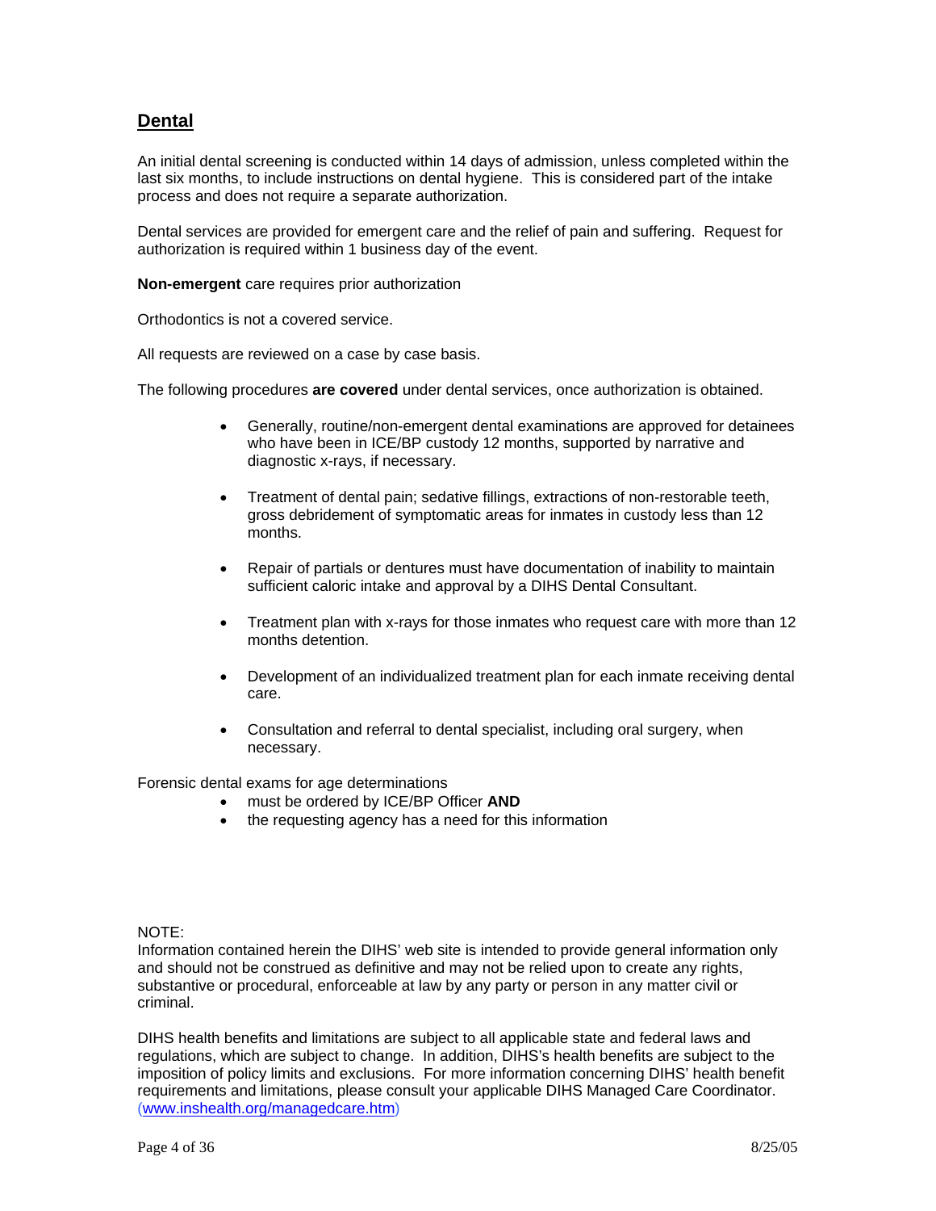## Dental

An initial dental screening is conducted within 14 days of admission, unless completed within the last six months, to include instructions on dental hygiene. This is considered part of the intake process and does not require a separate authorization.

Dental services are provided for emergent care and the relief of pain and suffering. Request for authorization is required within 1 business day of the event.

**Non-emergent** care requires prior authorization

Orthodontics is not a covered service.

All requests are reviewed on a case by case basis.

The following procedures **are covered** under dental services, once authorization is obtained.

- Generally, routine/non-emergent dental examinations are approved for detainees who have been in ICE/BP custody 12 months, supported by narrative and diagnostic x-rays, if necessary.
- Treatment of dental pain; sedative fillings, extractions of non-restorable teeth, gross debridement of symptomatic areas for inmates in custody less than 12 months.
- Repair of partials or dentures must have documentation of inability to maintain sufficient caloric intake and approval by a DIHS Dental Consultant.
- Treatment plan with x-rays for those inmates who request care with more than 12 months detention.
- Development of an individualized treatment plan for each inmate receiving dental care.
- Consultation and referral to dental specialist, including oral surgery, when necessary.

Forensic dental exams for age determinations

- must be ordered by ICE/BP Officer **AND**
- the requesting agency has a need for this information

NOTE:
Information contained herein the DIHS' web site is intended to provide general information only and should not be construed as definitive and may not be relied upon to create any rights, substantive or procedural, enforceable at law by any party or person in any matter civil or criminal.

DIHS health benefits and limitations are subject to all applicable state and federal laws and regulations, which are subject to change. In addition, DIHS's health benefits are subject to the imposition of policy limits and exclusions. For more information concerning DIHS' health benefit requirements and limitations, please consult your applicable DIHS Managed Care Coordinator. (www.inshealth.org/managedcare.htm)

8/25/05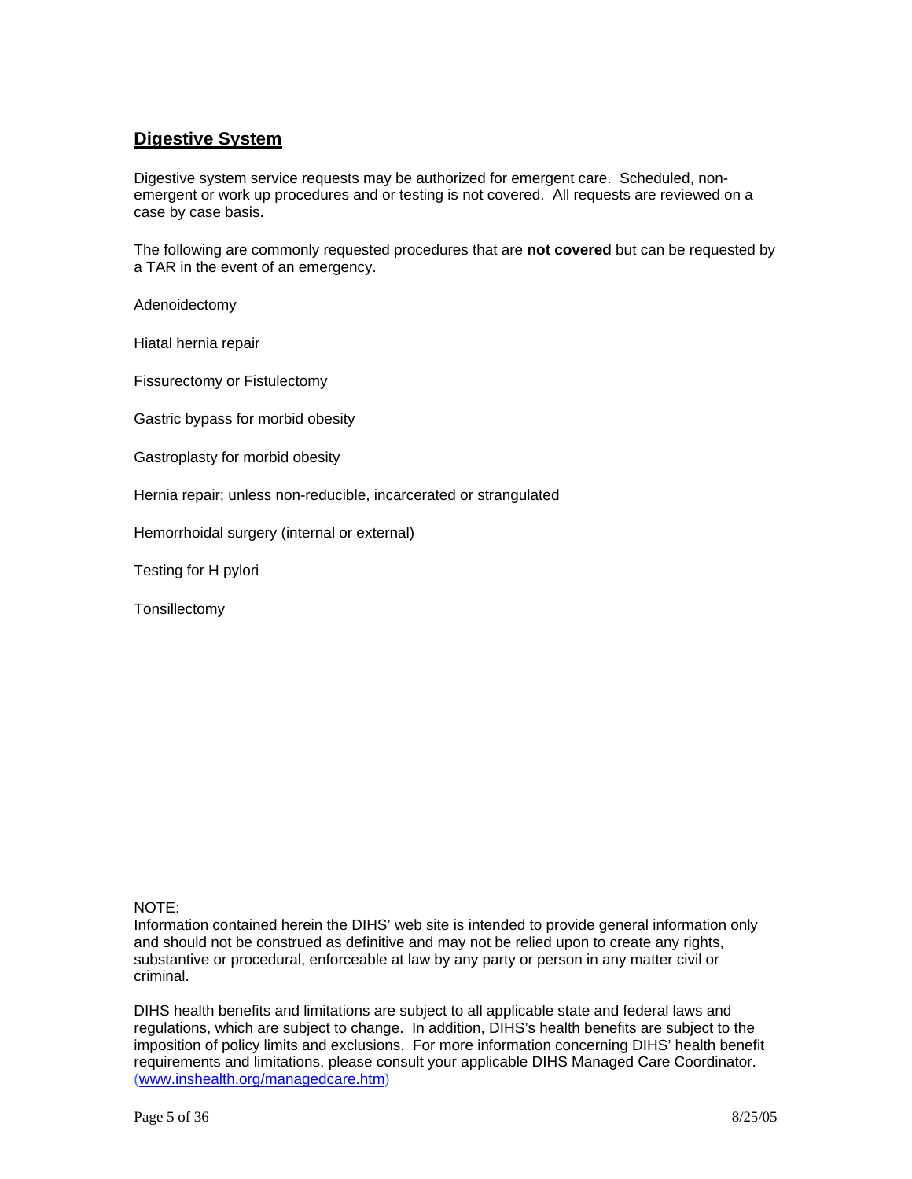## Digestive System

Digestive system service requests may be authorized for emergent care. Scheduled, non-emergent or work up procedures and or testing is not covered. All requests are reviewed on a case by case basis.

The following are commonly requested procedures that are **not covered** but can be requested by a TAR in the event of an emergency.

Adenoidectomy

Hiatal hernia repair

Fissurectomy or Fistulectomy

Gastric bypass for morbid obesity

Gastroplasty for morbid obesity

Hernia repair; unless non-reducible, incarcerated or strangulated

Hemorrhoidal surgery (internal or external)

Testing for H pylori

Tonsillectomy

NOTE:
Information contained herein the DIHS' web site is intended to provide general information only and should not be construed as definitive and may not be relied upon to create any rights, substantive or procedural, enforceable at law by any party or person in any matter civil or criminal.

DIHS health benefits and limitations are subject to all applicable state and federal laws and regulations, which are subject to change. In addition, DIHS's health benefits are subject to the imposition of policy limits and exclusions. For more information concerning DIHS' health benefit requirements and limitations, please consult your applicable DIHS Managed Care Coordinator. (www.inshealth.org/managedcare.htm)

8/25/05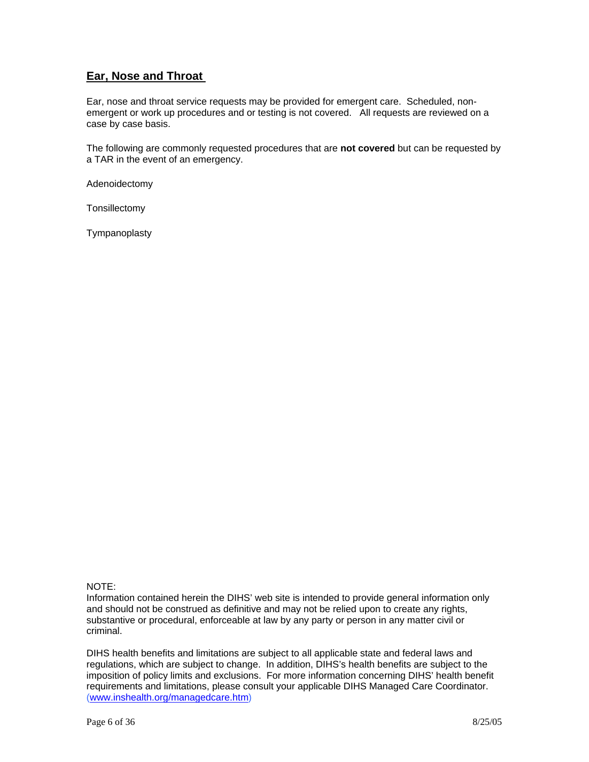## Ear, Nose and Throat

Ear, nose and throat service requests may be provided for emergent care. Scheduled, non-emergent or work up procedures and or testing is not covered. All requests are reviewed on a case by case basis.

The following are commonly requested procedures that are **not covered** but can be requested by a TAR in the event of an emergency.

Adenoidectomy

Tonsillectomy

Tympanoplasty

NOTE:
Information contained herein the DIHS' web site is intended to provide general information only and should not be construed as definitive and may not be relied upon to create any rights, substantive or procedural, enforceable at law by any party or person in any matter civil or criminal.

DIHS health benefits and limitations are subject to all applicable state and federal laws and regulations, which are subject to change. In addition, DIHS's health benefits are subject to the imposition of policy limits and exclusions. For more information concerning DIHS' health benefit requirements and limitations, please consult your applicable DIHS Managed Care Coordinator. (www.inshealth.org/managedcare.htm)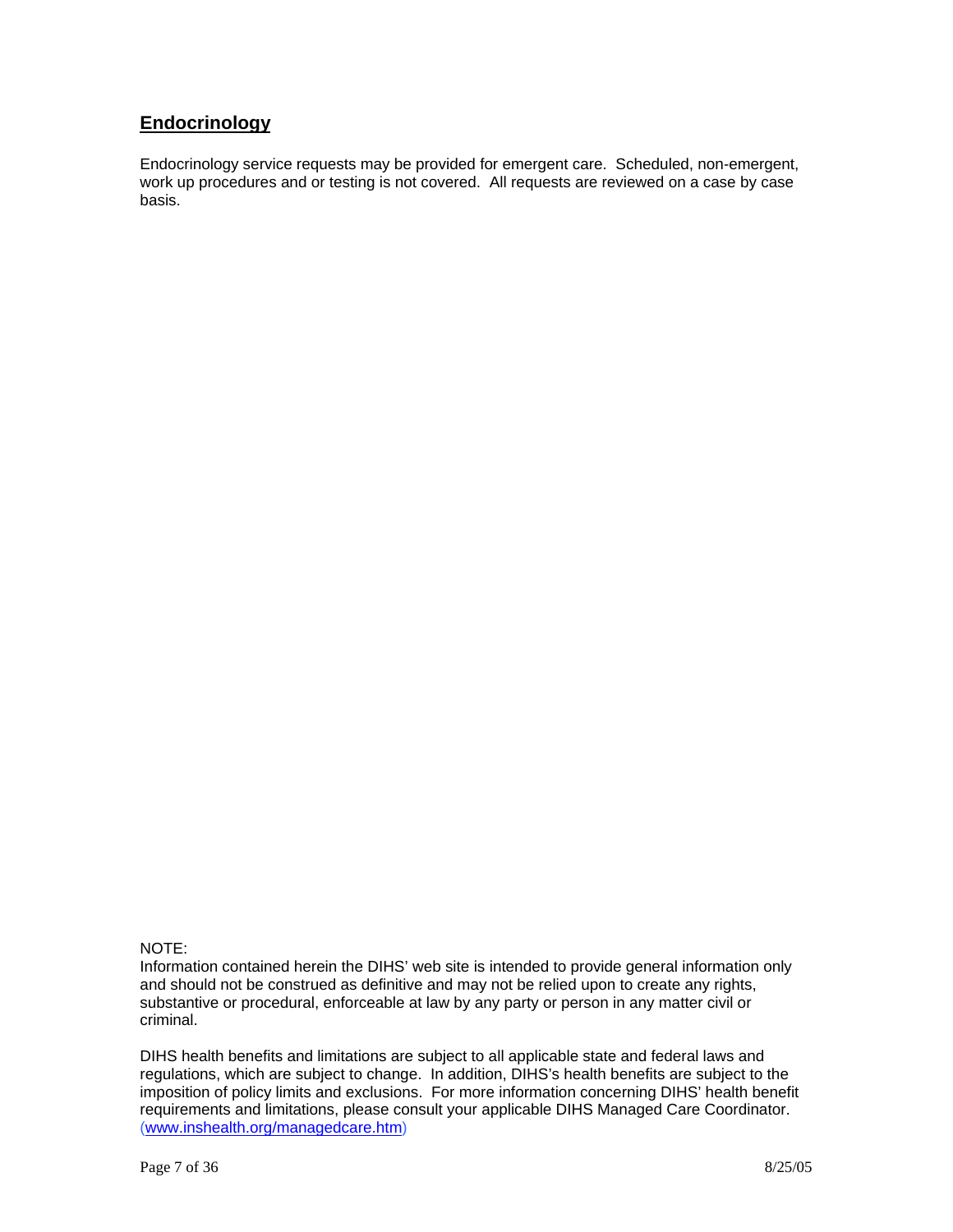## **Endocrinology**

Endocrinology service requests may be provided for emergent care. Scheduled, non-emergent, work up procedures and or testing is not covered. All requests are reviewed on a case by case basis.

NOTE:
Information contained herein the DIHS' web site is intended to provide general information only and should not be construed as definitive and may not be relied upon to create any rights, substantive or procedural, enforceable at law by any party or person in any matter civil or criminal.

DIHS health benefits and limitations are subject to all applicable state and federal laws and regulations, which are subject to change. In addition, DIHS's health benefits are subject to the imposition of policy limits and exclusions. For more information concerning DIHS' health benefit requirements and limitations, please consult your applicable DIHS Managed Care Coordinator. (www.inshealth.org/managedcare.htm)

8/25/05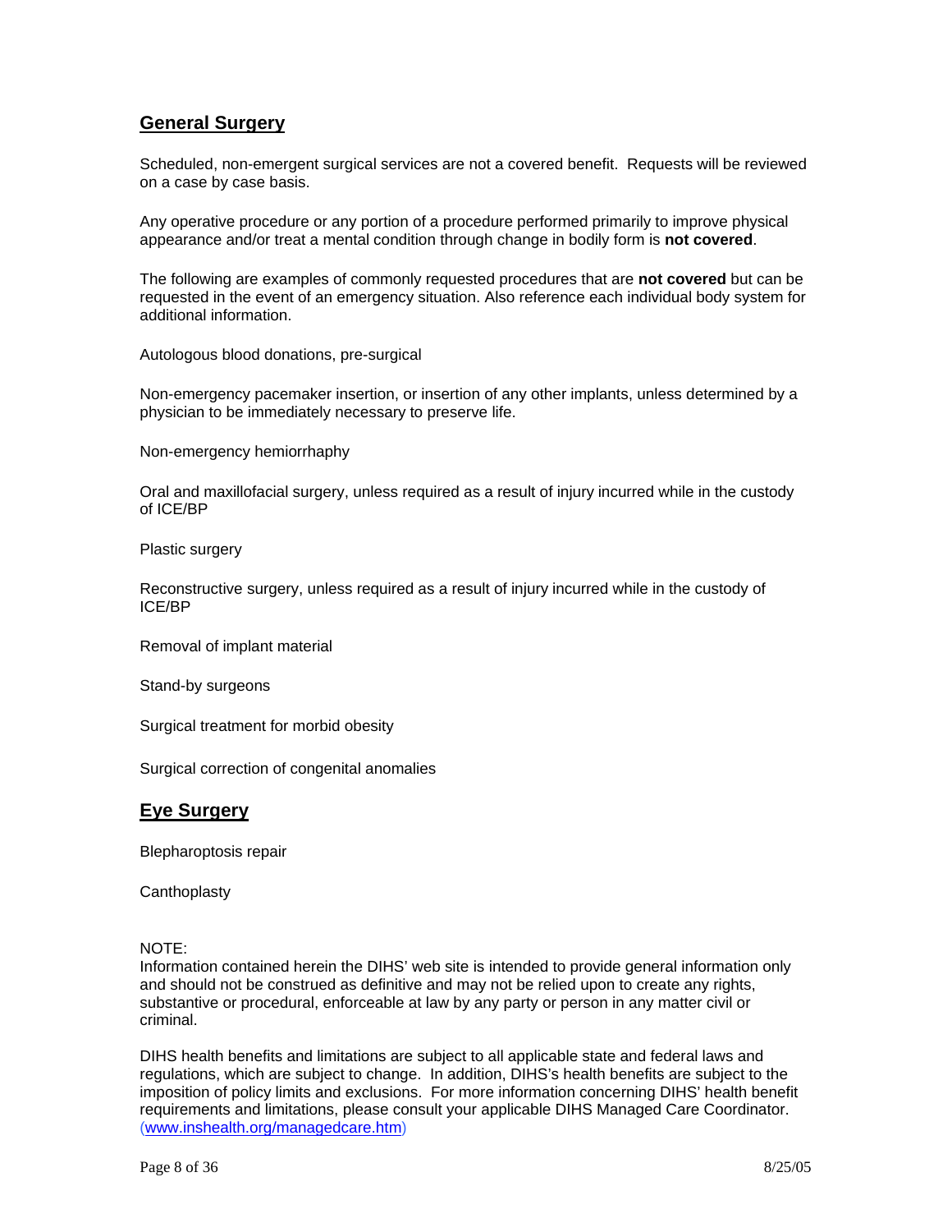## General Surgery

Scheduled, non-emergent surgical services are not a covered benefit. Requests will be reviewed on a case by case basis.

Any operative procedure or any portion of a procedure performed primarily to improve physical appearance and/or treat a mental condition through change in bodily form is **not covered**.

The following are examples of commonly requested procedures that are **not covered** but can be requested in the event of an emergency situation. Also reference each individual body system for additional information.

Autologous blood donations, pre-surgical

Non-emergency pacemaker insertion, or insertion of any other implants, unless determined by a physician to be immediately necessary to preserve life.

Non-emergency hemiorrhaphy

Oral and maxillofacial surgery, unless required as a result of injury incurred while in the custody of ICE/BP

Plastic surgery

Reconstructive surgery, unless required as a result of injury incurred while in the custody of ICE/BP

Removal of implant material

Stand-by surgeons

Surgical treatment for morbid obesity

Surgical correction of congenital anomalies

## Eye Surgery

Blepharoptosis repair

Canthoplasty

NOTE:
Information contained herein the DIHS' web site is intended to provide general information only and should not be construed as definitive and may not be relied upon to create any rights, substantive or procedural, enforceable at law by any party or person in any matter civil or criminal.

DIHS health benefits and limitations are subject to all applicable state and federal laws and regulations, which are subject to change. In addition, DIHS's health benefits are subject to the imposition of policy limits and exclusions. For more information concerning DIHS' health benefit requirements and limitations, please consult your applicable DIHS Managed Care Coordinator. (www.inshealth.org/managedcare.htm)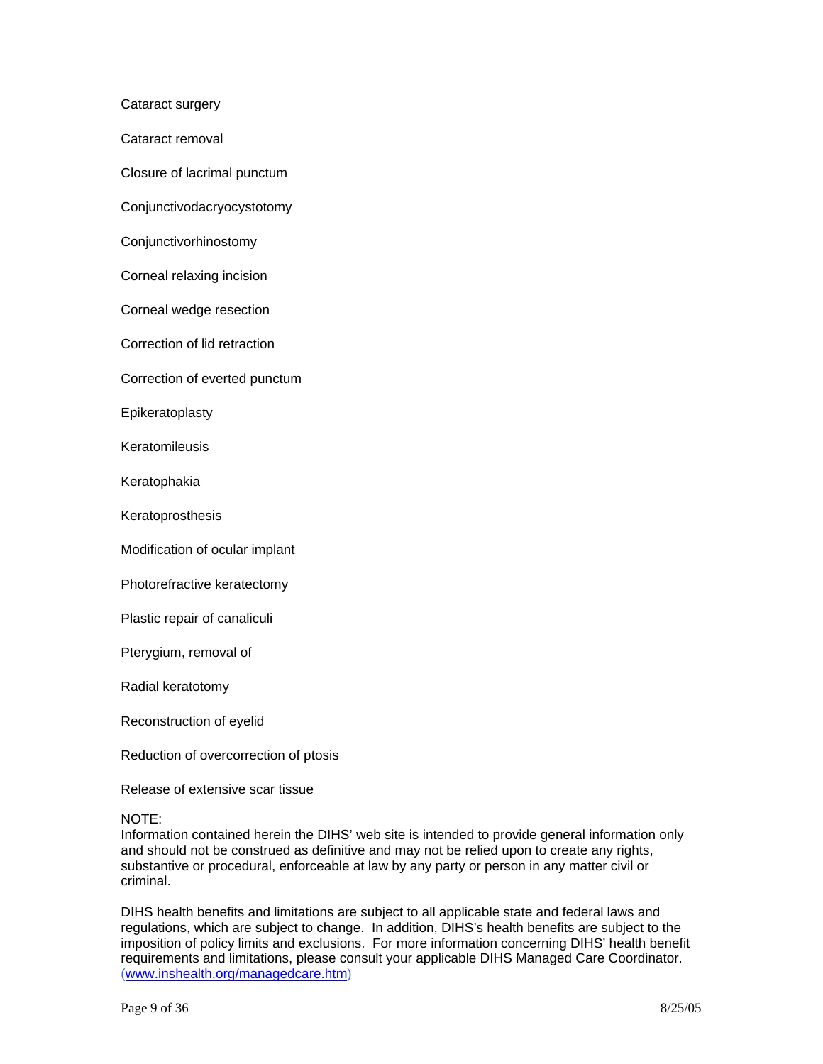Cataract surgery

Cataract removal

Closure of lacrimal punctum

Conjunctivodacryocystotomy

Conjunctivorhinostomy

Corneal relaxing incision

Corneal wedge resection

Correction of lid retraction

Correction of everted punctum

Epikeratoplasty

Keratomileusis

Keratophakia

Keratoprosthesis

Modification of ocular implant

Photorefractive keratectomy

Plastic repair of canaliculi

Pterygium, removal of

Radial keratotomy

Reconstruction of eyelid

Reduction of overcorrection of ptosis

Release of extensive scar tissue

NOTE:
Information contained herein the DIHS' web site is intended to provide general information only and should not be construed as definitive and may not be relied upon to create any rights, substantive or procedural, enforceable at law by any party or person in any matter civil or criminal.

DIHS health benefits and limitations are subject to all applicable state and federal laws and regulations, which are subject to change. In addition, DIHS's health benefits are subject to the imposition of policy limits and exclusions. For more information concerning DIHS' health benefit requirements and limitations, please consult your applicable DIHS Managed Care Coordinator. (www.inshealth.org/managedcare.htm)

8/25/05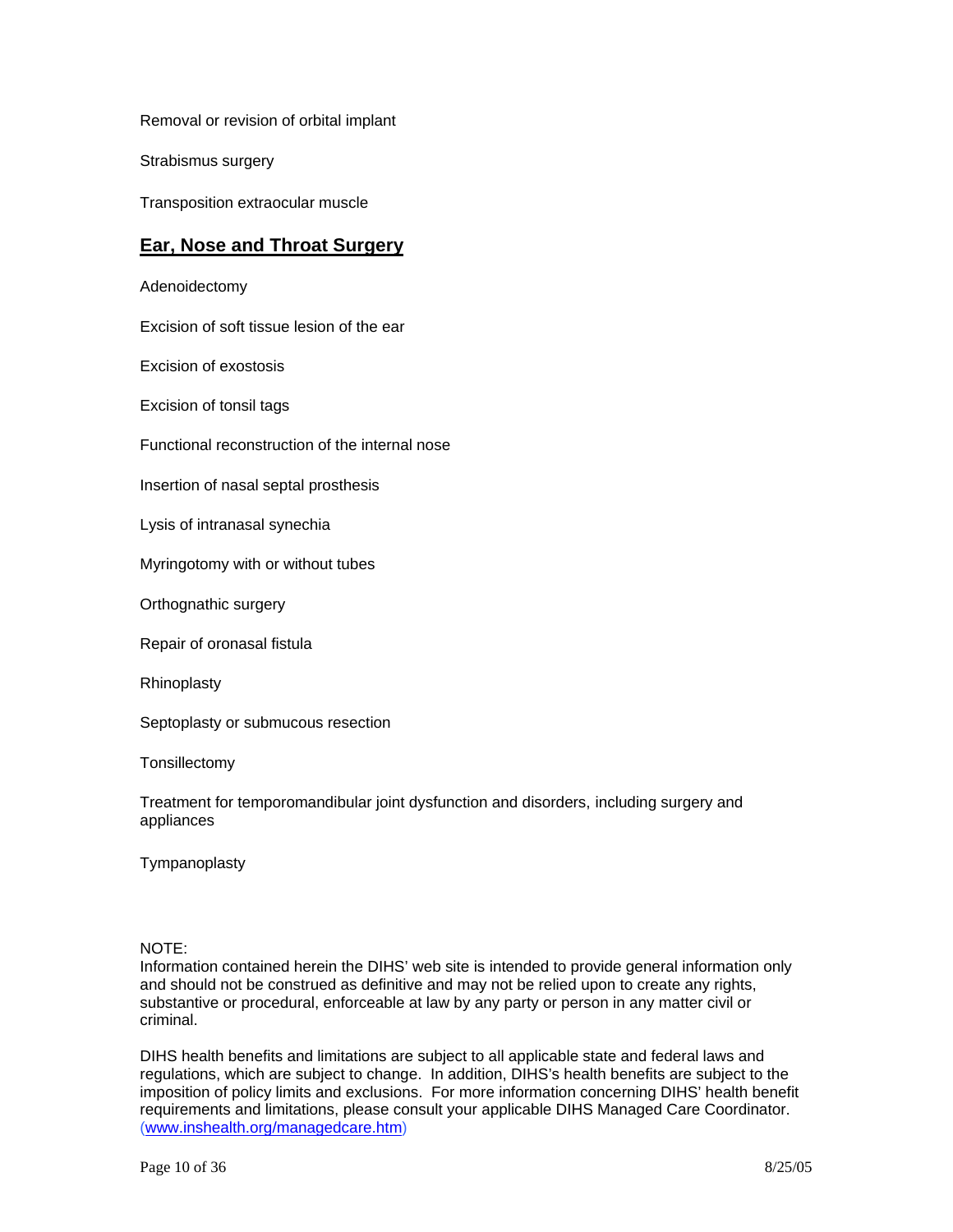Removal or revision of orbital implant

Strabismus surgery

Transposition extraocular muscle

## Ear, Nose and Throat Surgery

Adenoidectomy

Excision of soft tissue lesion of the ear

Excision of exostosis

Excision of tonsil tags

Functional reconstruction of the internal nose

Insertion of nasal septal prosthesis

Lysis of intranasal synechia

Myringotomy with or without tubes

Orthognathic surgery

Repair of oronasal fistula

Rhinoplasty

Septoplasty or submucous resection

Tonsillectomy

Treatment for temporomandibular joint dysfunction and disorders, including surgery and appliances

Tympanoplasty

NOTE:
Information contained herein the DIHS' web site is intended to provide general information only and should not be construed as definitive and may not be relied upon to create any rights, substantive or procedural, enforceable at law by any party or person in any matter civil or criminal.

DIHS health benefits and limitations are subject to all applicable state and federal laws and regulations, which are subject to change. In addition, DIHS's health benefits are subject to the imposition of policy limits and exclusions. For more information concerning DIHS' health benefit requirements and limitations, please consult your applicable DIHS Managed Care Coordinator. (www.inshealth.org/managedcare.htm)

8/25/05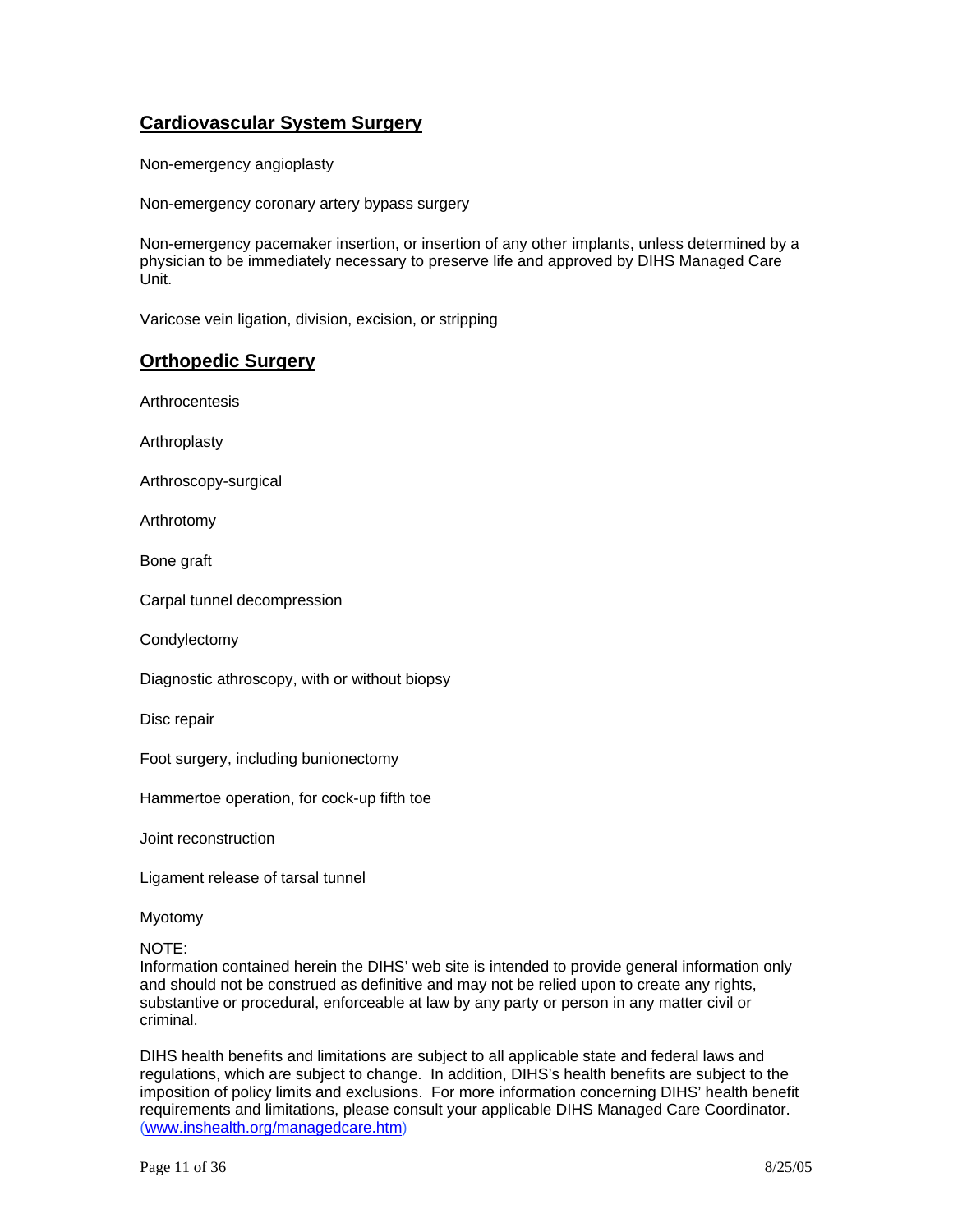## Cardiovascular System Surgery

Non-emergency angioplasty

Non-emergency coronary artery bypass surgery

Non-emergency pacemaker insertion, or insertion of any other implants, unless determined by a physician to be immediately necessary to preserve life and approved by DIHS Managed Care Unit.

Varicose vein ligation, division, excision, or stripping

## Orthopedic Surgery

Arthrocentesis

Arthroplasty

Arthroscopy-surgical

Arthrotomy

Bone graft

Carpal tunnel decompression

Condylectomy

Diagnostic athroscopy, with or without biopsy

Disc repair

Foot surgery, including bunionectomy

Hammertoe operation, for cock-up fifth toe

Joint reconstruction

Ligament release of tarsal tunnel

Myotomy

NOTE:
Information contained herein the DIHS' web site is intended to provide general information only and should not be construed as definitive and may not be relied upon to create any rights, substantive or procedural, enforceable at law by any party or person in any matter civil or criminal.

DIHS health benefits and limitations are subject to all applicable state and federal laws and regulations, which are subject to change. In addition, DIHS's health benefits are subject to the imposition of policy limits and exclusions. For more information concerning DIHS' health benefit requirements and limitations, please consult your applicable DIHS Managed Care Coordinator. (www.inshealth.org/managedcare.htm)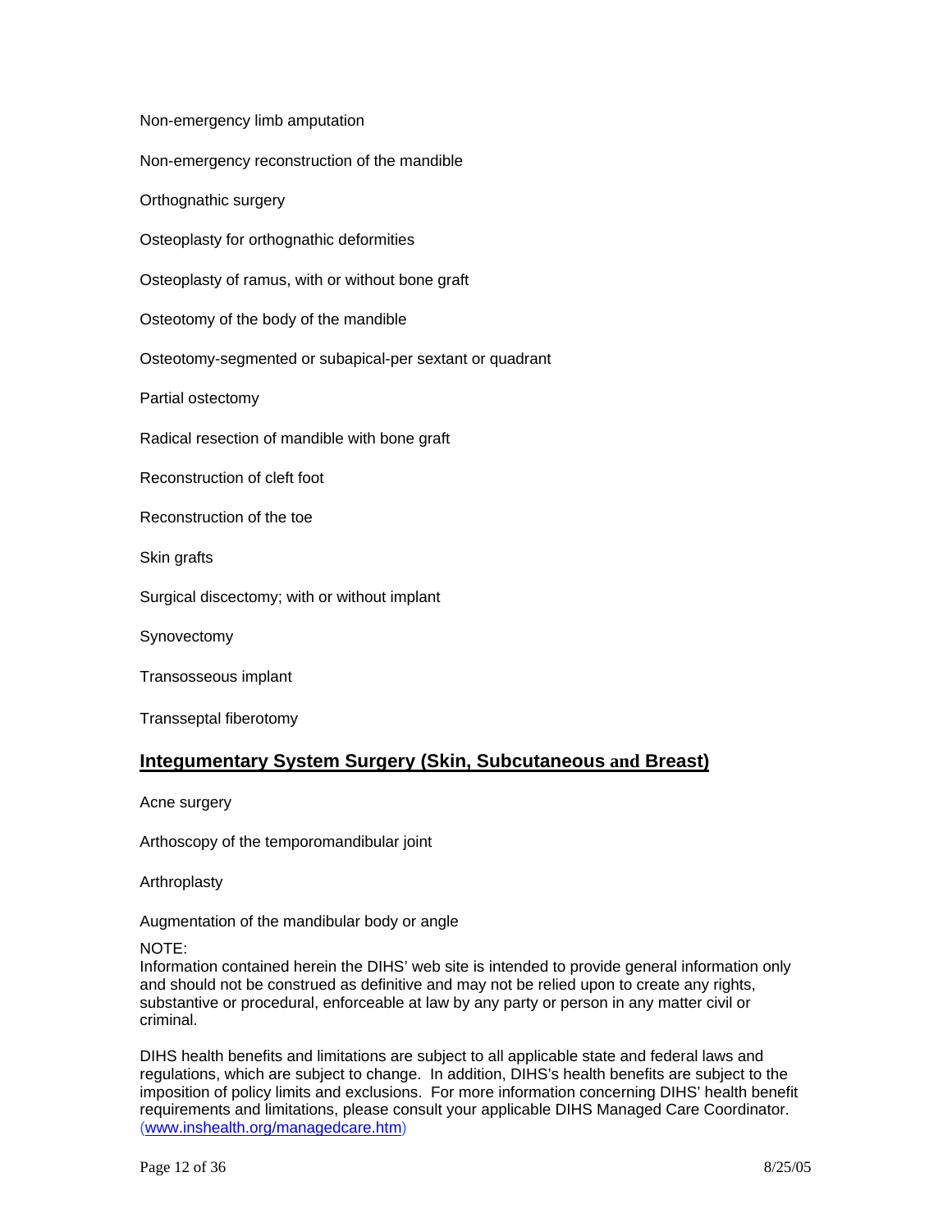Non-emergency limb amputation

Non-emergency reconstruction of the mandible

Orthognathic surgery

Osteoplasty for orthognathic deformities

Osteoplasty of ramus, with or without bone graft

Osteotomy of the body of the mandible

Osteotomy-segmented or subapical-per sextant or quadrant

Partial ostectomy

Radical resection of mandible with bone graft

Reconstruction of cleft foot

Reconstruction of the toe

Skin grafts

Surgical discectomy; with or without implant

Synovectomy

Transosseous implant

Transseptal fiberotomy

## Integumentary System Surgery (Skin, Subcutaneous and Breast)

Acne surgery

Arthoscopy of the temporomandibular joint

Arthroplasty

Augmentation of the mandibular body or angle

NOTE:
Information contained herein the DIHS' web site is intended to provide general information only and should not be construed as definitive and may not be relied upon to create any rights, substantive or procedural, enforceable at law by any party or person in any matter civil or criminal.

DIHS health benefits and limitations are subject to all applicable state and federal laws and regulations, which are subject to change. In addition, DIHS's health benefits are subject to the imposition of policy limits and exclusions. For more information concerning DIHS' health benefit requirements and limitations, please consult your applicable DIHS Managed Care Coordinator. (www.inshealth.org/managedcare.htm)

8/25/05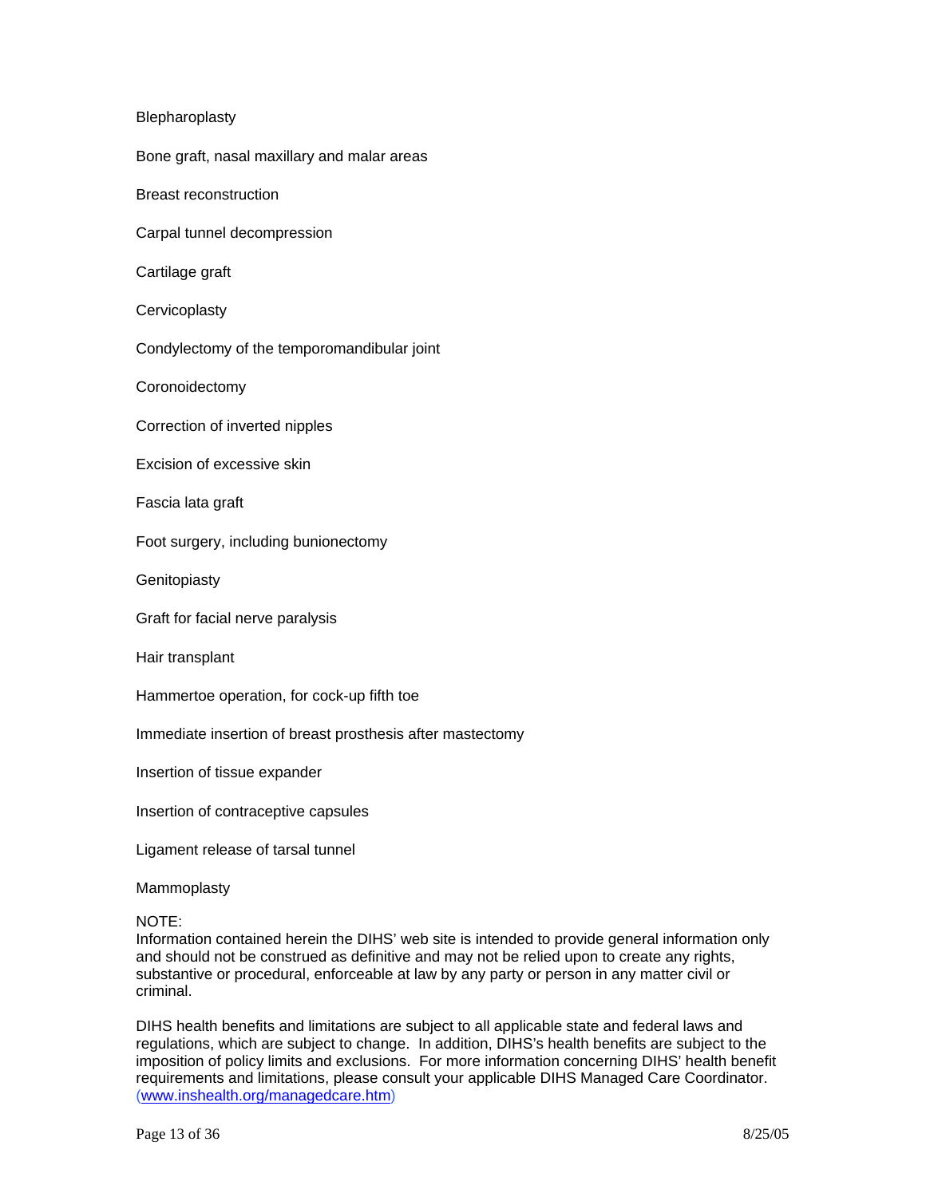Blepharoplasty

Bone graft, nasal maxillary and malar areas

Breast reconstruction

Carpal tunnel decompression

Cartilage graft

Cervicoplasty

Condylectomy of the temporomandibular joint

Coronoidectomy

Correction of inverted nipples

Excision of excessive skin

Fascia lata graft

Foot surgery, including bunionectomy

Genitopiasty

Graft for facial nerve paralysis

Hair transplant

Hammertoe operation, for cock-up fifth toe

Immediate insertion of breast prosthesis after mastectomy

Insertion of tissue expander

Insertion of contraceptive capsules

Ligament release of tarsal tunnel

Mammoplasty

NOTE:
Information contained herein the DIHS' web site is intended to provide general information only and should not be construed as definitive and may not be relied upon to create any rights, substantive or procedural, enforceable at law by any party or person in any matter civil or criminal.

DIHS health benefits and limitations are subject to all applicable state and federal laws and regulations, which are subject to change. In addition, DIHS's health benefits are subject to the imposition of policy limits and exclusions. For more information concerning DIHS' health benefit requirements and limitations, please consult your applicable DIHS Managed Care Coordinator. (www.inshealth.org/managedcare.htm)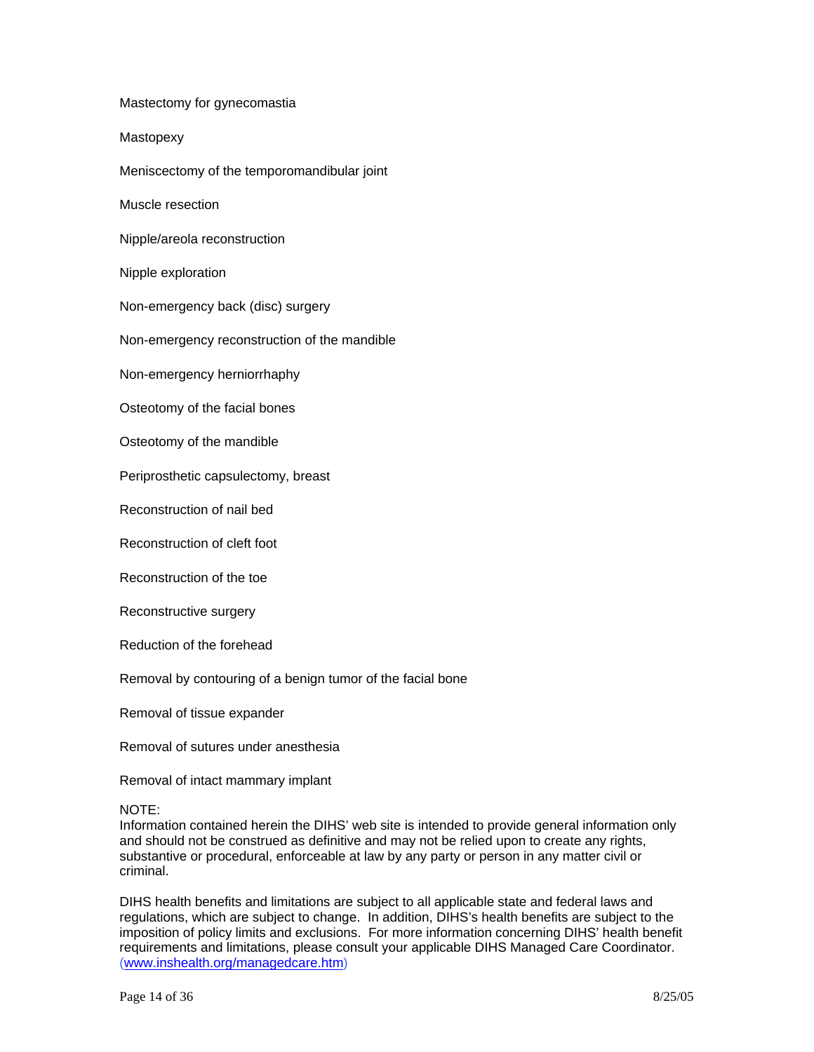Mastectomy for gynecomastia

Mastopexy

Meniscectomy of the temporomandibular joint

Muscle resection

Nipple/areola reconstruction

Nipple exploration

Non-emergency back (disc) surgery

Non-emergency reconstruction of the mandible

Non-emergency herniorrhaphy

Osteotomy of the facial bones

Osteotomy of the mandible

Periprosthetic capsulectomy, breast

Reconstruction of nail bed

Reconstruction of cleft foot

Reconstruction of the toe

Reconstructive surgery

Reduction of the forehead

Removal by contouring of a benign tumor of the facial bone

Removal of tissue expander

Removal of sutures under anesthesia

Removal of intact mammary implant

NOTE:
Information contained herein the DIHS' web site is intended to provide general information only and should not be construed as definitive and may not be relied upon to create any rights, substantive or procedural, enforceable at law by any party or person in any matter civil or criminal.

DIHS health benefits and limitations are subject to all applicable state and federal laws and regulations, which are subject to change. In addition, DIHS's health benefits are subject to the imposition of policy limits and exclusions. For more information concerning DIHS' health benefit requirements and limitations, please consult your applicable DIHS Managed Care Coordinator. (www.inshealth.org/managedcare.htm)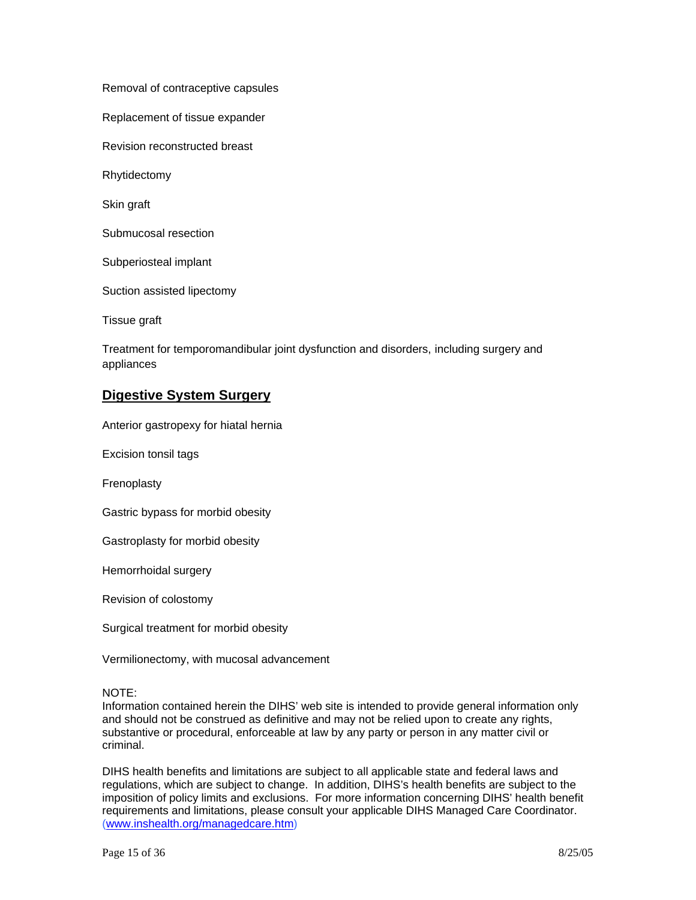Removal of contraceptive capsules

Replacement of tissue expander

Revision reconstructed breast

Rhytidectomy

Skin graft

Submucosal resection

Subperiosteal implant

Suction assisted lipectomy

Tissue graft

Treatment for temporomandibular joint dysfunction and disorders, including surgery and appliances

## Digestive System Surgery

Anterior gastropexy for hiatal hernia

Excision tonsil tags

Frenoplasty

Gastric bypass for morbid obesity

Gastroplasty for morbid obesity

Hemorrhoidal surgery

Revision of colostomy

Surgical treatment for morbid obesity

Vermilionectomy, with mucosal advancement

NOTE:
Information contained herein the DIHS' web site is intended to provide general information only and should not be construed as definitive and may not be relied upon to create any rights, substantive or procedural, enforceable at law by any party or person in any matter civil or criminal.

DIHS health benefits and limitations are subject to all applicable state and federal laws and regulations, which are subject to change. In addition, DIHS's health benefits are subject to the imposition of policy limits and exclusions. For more information concerning DIHS' health benefit requirements and limitations, please consult your applicable DIHS Managed Care Coordinator. (www.inshealth.org/managedcare.htm)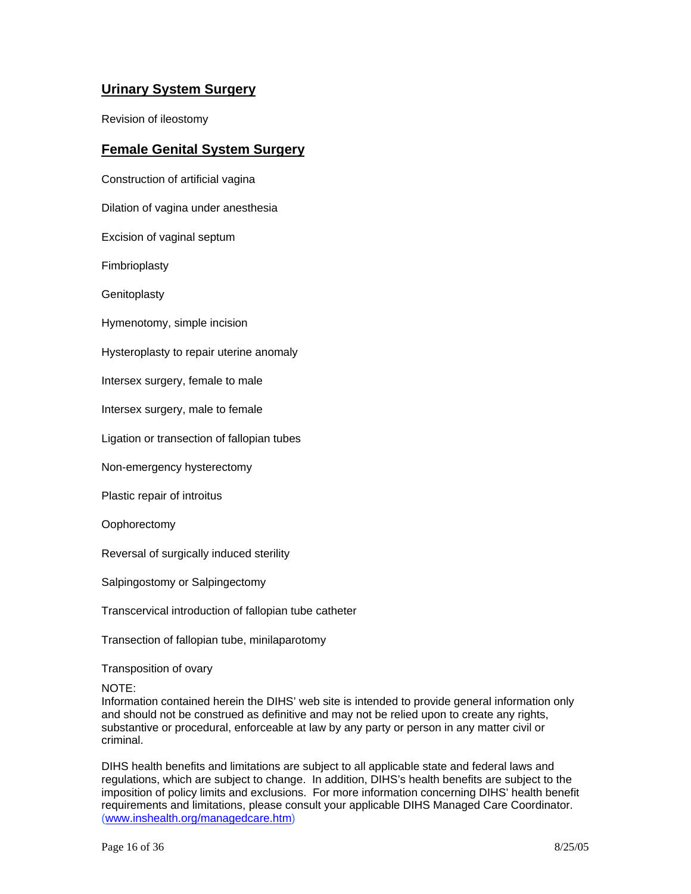## Urinary System Surgery

Revision of ileostomy

## Female Genital System Surgery

Construction of artificial vagina

Dilation of vagina under anesthesia

Excision of vaginal septum

Fimbrioplasty

Genitoplasty

Hymenotomy, simple incision

Hysteroplasty to repair uterine anomaly

Intersex surgery, female to male

Intersex surgery, male to female

Ligation or transection of fallopian tubes

Non-emergency hysterectomy

Plastic repair of introitus

Oophorectomy

Reversal of surgically induced sterility

Salpingostomy or Salpingectomy

Transcervical introduction of fallopian tube catheter

Transection of fallopian tube, minilaparotomy

Transposition of ovary

NOTE:
Information contained herein the DIHS' web site is intended to provide general information only and should not be construed as definitive and may not be relied upon to create any rights, substantive or procedural, enforceable at law by any party or person in any matter civil or criminal.

DIHS health benefits and limitations are subject to all applicable state and federal laws and regulations, which are subject to change. In addition, DIHS's health benefits are subject to the imposition of policy limits and exclusions. For more information concerning DIHS' health benefit requirements and limitations, please consult your applicable DIHS Managed Care Coordinator. (www.inshealth.org/managedcare.htm)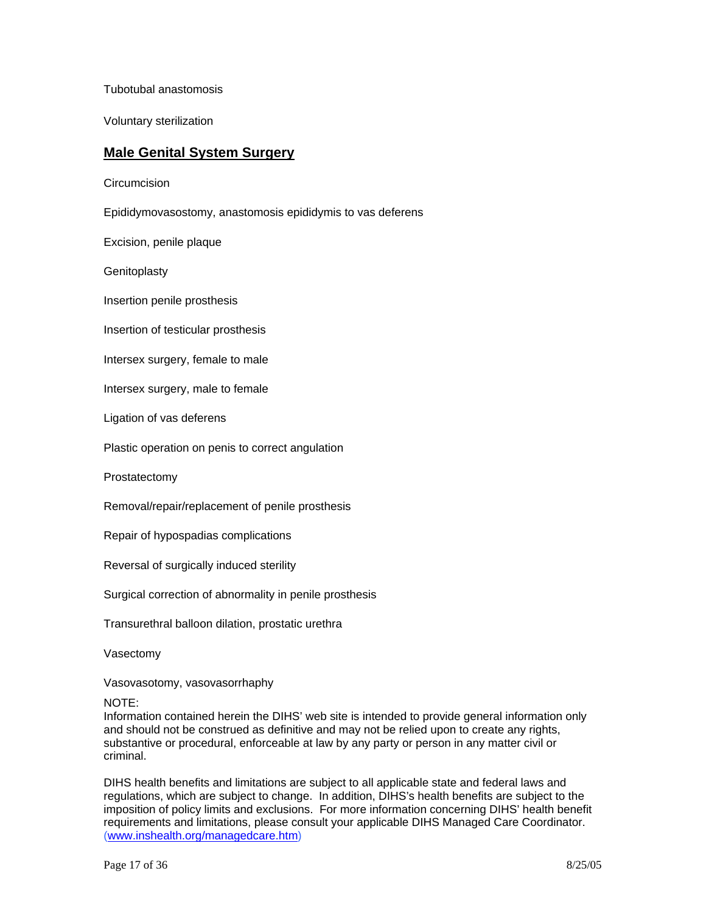Tubotubal anastomosis

Voluntary sterilization

## Male Genital System Surgery

Circumcision

Epididymovasostomy, anastomosis epididymis to vas deferens

Excision, penile plaque

Genitoplasty

Insertion penile prosthesis

Insertion of testicular prosthesis

Intersex surgery, female to male

Intersex surgery, male to female

Ligation of vas deferens

Plastic operation on penis to correct angulation

Prostatectomy

Removal/repair/replacement of penile prosthesis

Repair of hypospadias complications

Reversal of surgically induced sterility

Surgical correction of abnormality in penile prosthesis

Transurethral balloon dilation, prostatic urethra

Vasectomy

Vasovasotomy, vasovasorrhaphy

NOTE:
Information contained herein the DIHS' web site is intended to provide general information only and should not be construed as definitive and may not be relied upon to create any rights, substantive or procedural, enforceable at law by any party or person in any matter civil or criminal.

DIHS health benefits and limitations are subject to all applicable state and federal laws and regulations, which are subject to change. In addition, DIHS's health benefits are subject to the imposition of policy limits and exclusions. For more information concerning DIHS' health benefit requirements and limitations, please consult your applicable DIHS Managed Care Coordinator. (www.inshealth.org/managedcare.htm)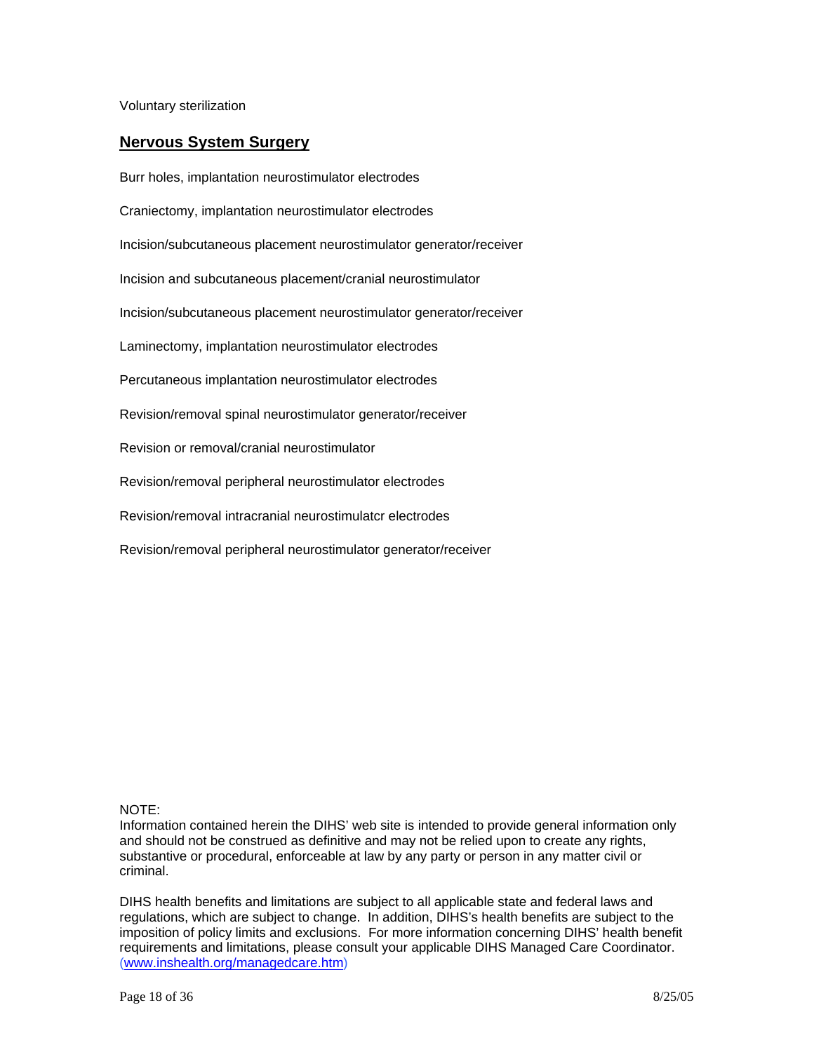Voluntary sterilization

## **Nervous System Surgery**

Burr holes, implantation neurostimulator electrodes

Craniectomy, implantation neurostimulator electrodes

Incision/subcutaneous placement neurostimulator generator/receiver

Incision and subcutaneous placement/cranial neurostimulator

Incision/subcutaneous placement neurostimulator generator/receiver

Laminectomy, implantation neurostimulator electrodes

Percutaneous implantation neurostimulator electrodes

Revision/removal spinal neurostimulator generator/receiver

Revision or removal/cranial neurostimulator

Revision/removal peripheral neurostimulator electrodes

Revision/removal intracranial neurostimulatcr electrodes

Revision/removal peripheral neurostimulator generator/receiver

NOTE:
Information contained herein the DIHS' web site is intended to provide general information only and should not be construed as definitive and may not be relied upon to create any rights, substantive or procedural, enforceable at law by any party or person in any matter civil or criminal.

DIHS health benefits and limitations are subject to all applicable state and federal laws and regulations, which are subject to change. In addition, DIHS's health benefits are subject to the imposition of policy limits and exclusions. For more information concerning DIHS' health benefit requirements and limitations, please consult your applicable DIHS Managed Care Coordinator. (www.inshealth.org/managedcare.htm)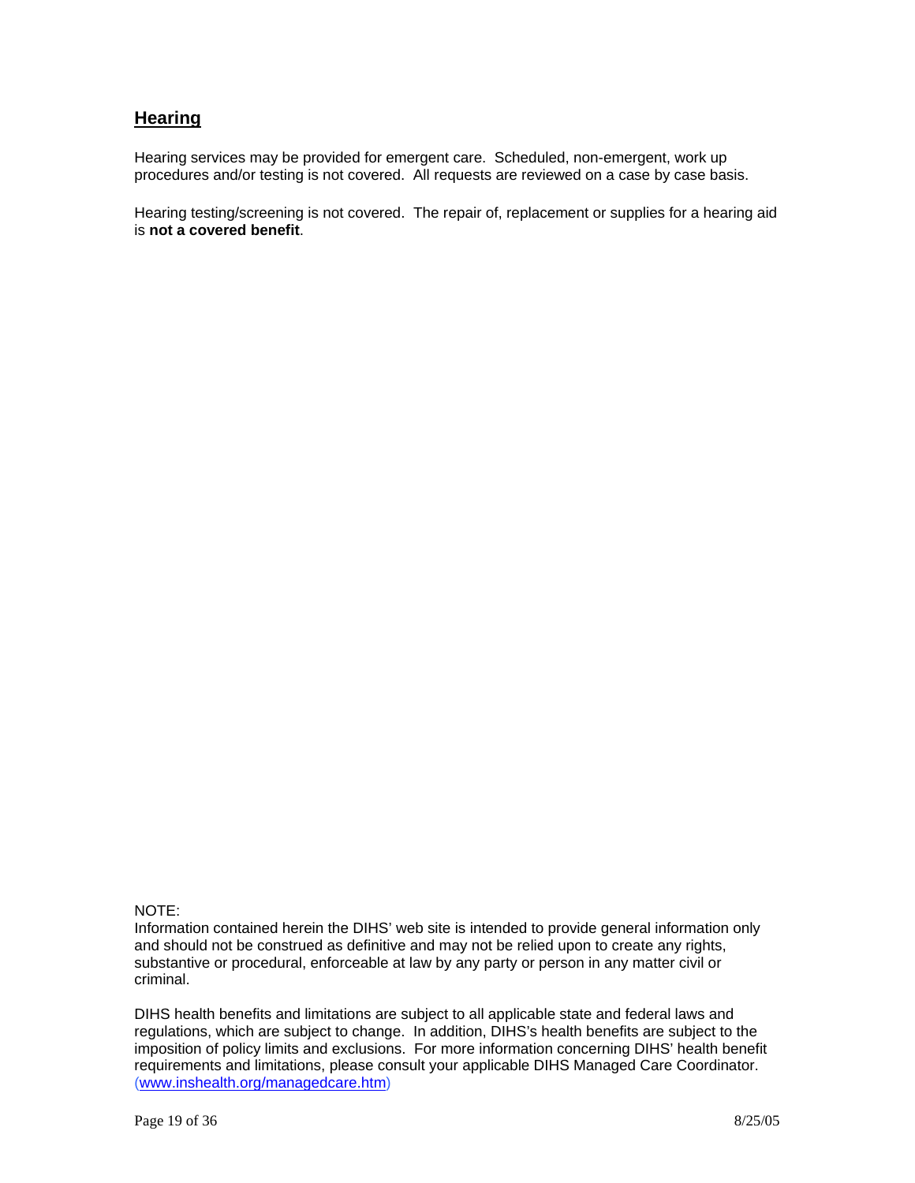## Hearing

Hearing services may be provided for emergent care. Scheduled, non-emergent, work up procedures and/or testing is not covered. All requests are reviewed on a case by case basis.

Hearing testing/screening is not covered. The repair of, replacement or supplies for a hearing aid is **not a covered benefit**.

NOTE:
Information contained herein the DIHS' web site is intended to provide general information only and should not be construed as definitive and may not be relied upon to create any rights, substantive or procedural, enforceable at law by any party or person in any matter civil or criminal.

DIHS health benefits and limitations are subject to all applicable state and federal laws and regulations, which are subject to change. In addition, DIHS's health benefits are subject to the imposition of policy limits and exclusions. For more information concerning DIHS' health benefit requirements and limitations, please consult your applicable DIHS Managed Care Coordinator. (www.inshealth.org/managedcare.htm)

8/25/05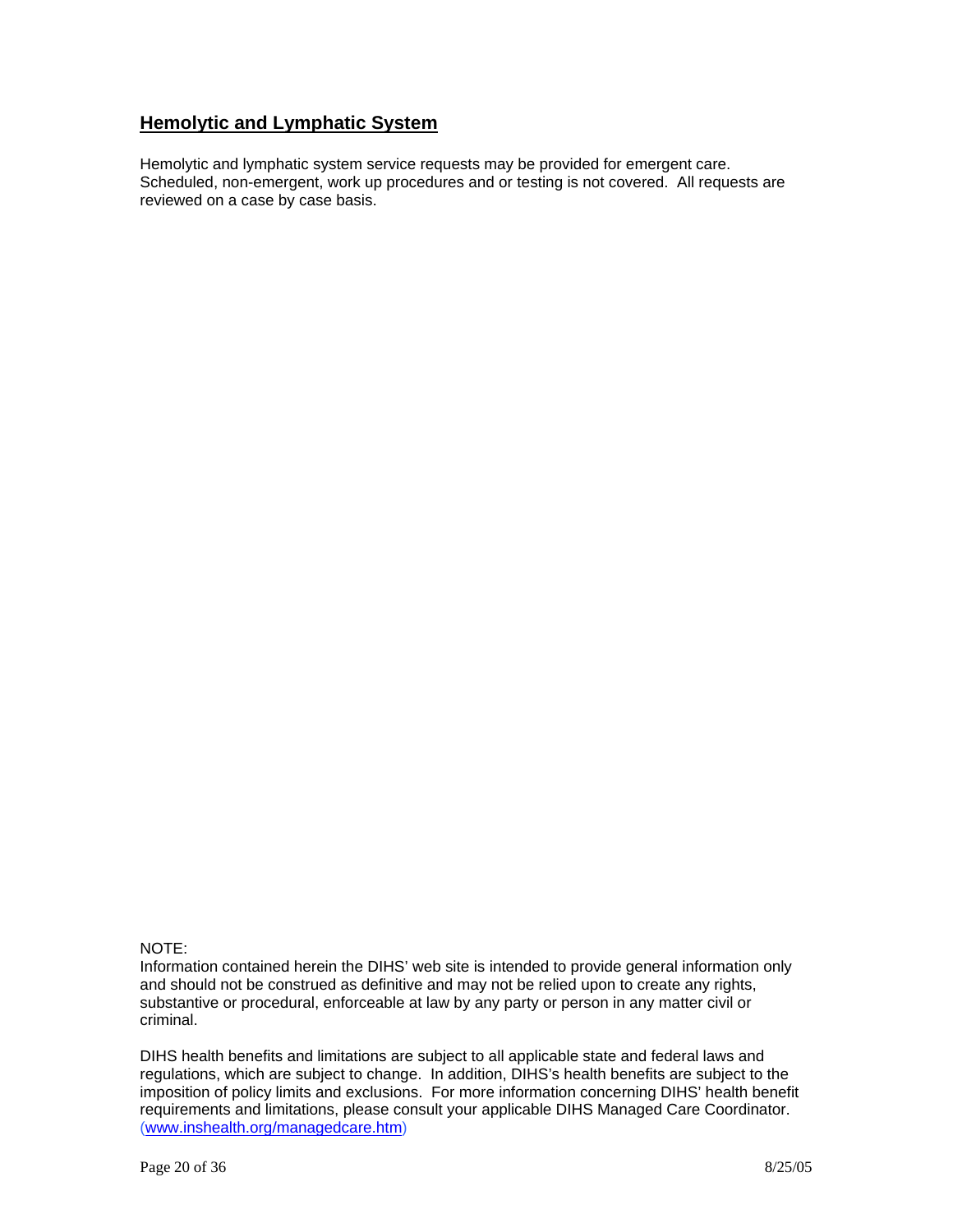## Hemolytic and Lymphatic System

Hemolytic and lymphatic system service requests may be provided for emergent care. Scheduled, non-emergent, work up procedures and or testing is not covered. All requests are reviewed on a case by case basis.

NOTE:
Information contained herein the DIHS' web site is intended to provide general information only and should not be construed as definitive and may not be relied upon to create any rights, substantive or procedural, enforceable at law by any party or person in any matter civil or criminal.

DIHS health benefits and limitations are subject to all applicable state and federal laws and regulations, which are subject to change. In addition, DIHS's health benefits are subject to the imposition of policy limits and exclusions. For more information concerning DIHS' health benefit requirements and limitations, please consult your applicable DIHS Managed Care Coordinator. (www.inshealth.org/managedcare.htm)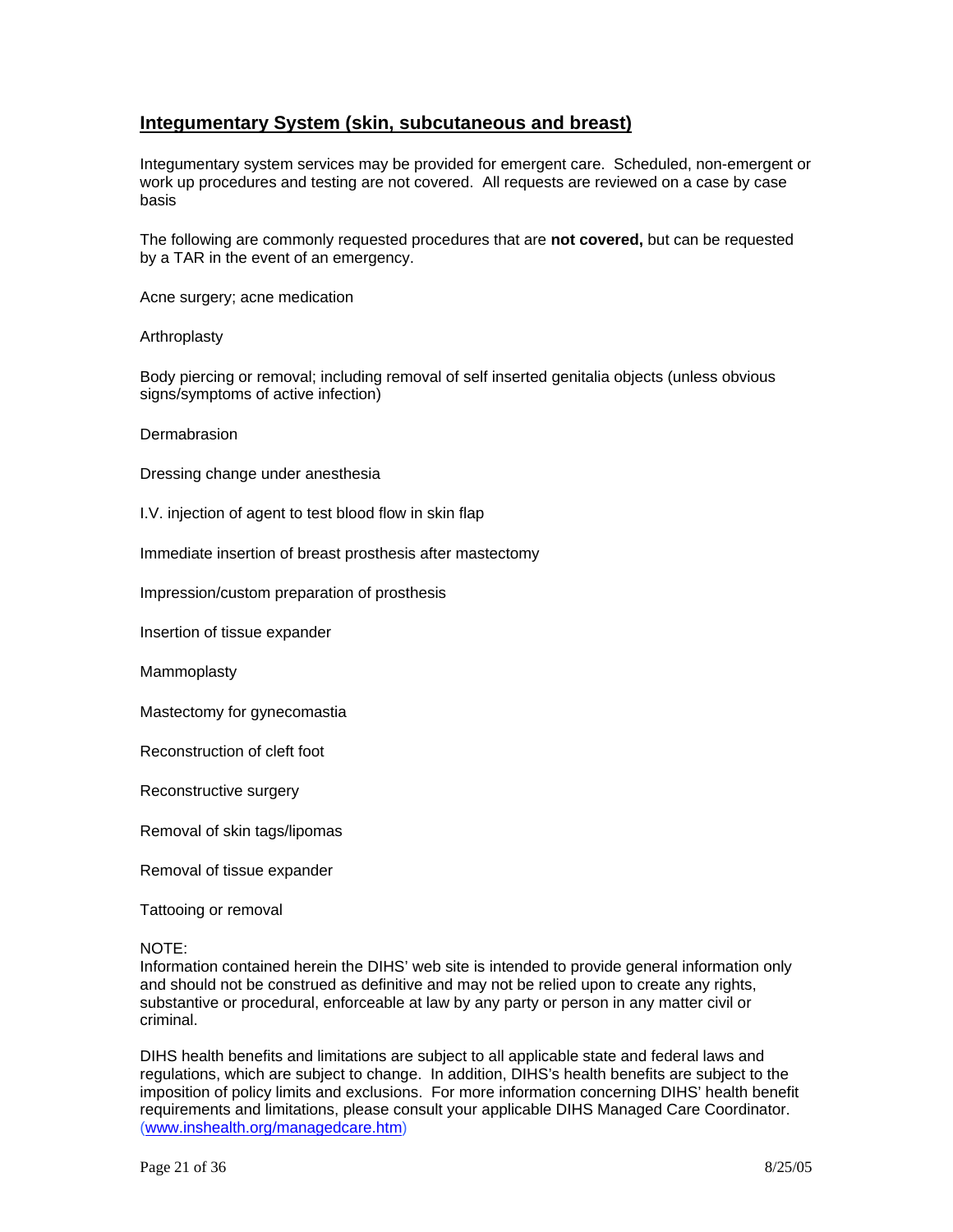## Integumentary System (skin, subcutaneous and breast)

Integumentary system services may be provided for emergent care. Scheduled, non-emergent or work up procedures and testing are not covered. All requests are reviewed on a case by case basis

The following are commonly requested procedures that are **not covered,** but can be requested by a TAR in the event of an emergency.

Acne surgery; acne medication

Arthroplasty

Body piercing or removal; including removal of self inserted genitalia objects (unless obvious signs/symptoms of active infection)

Dermabrasion

Dressing change under anesthesia

I.V. injection of agent to test blood flow in skin flap

Immediate insertion of breast prosthesis after mastectomy

Impression/custom preparation of prosthesis

Insertion of tissue expander

Mammoplasty

Mastectomy for gynecomastia

Reconstruction of cleft foot

Reconstructive surgery

Removal of skin tags/lipomas

Removal of tissue expander

Tattooing or removal

NOTE:
Information contained herein the DIHS' web site is intended to provide general information only and should not be construed as definitive and may not be relied upon to create any rights, substantive or procedural, enforceable at law by any party or person in any matter civil or criminal.

DIHS health benefits and limitations are subject to all applicable state and federal laws and regulations, which are subject to change. In addition, DIHS's health benefits are subject to the imposition of policy limits and exclusions. For more information concerning DIHS' health benefit requirements and limitations, please consult your applicable DIHS Managed Care Coordinator. (www.inshealth.org/managedcare.htm)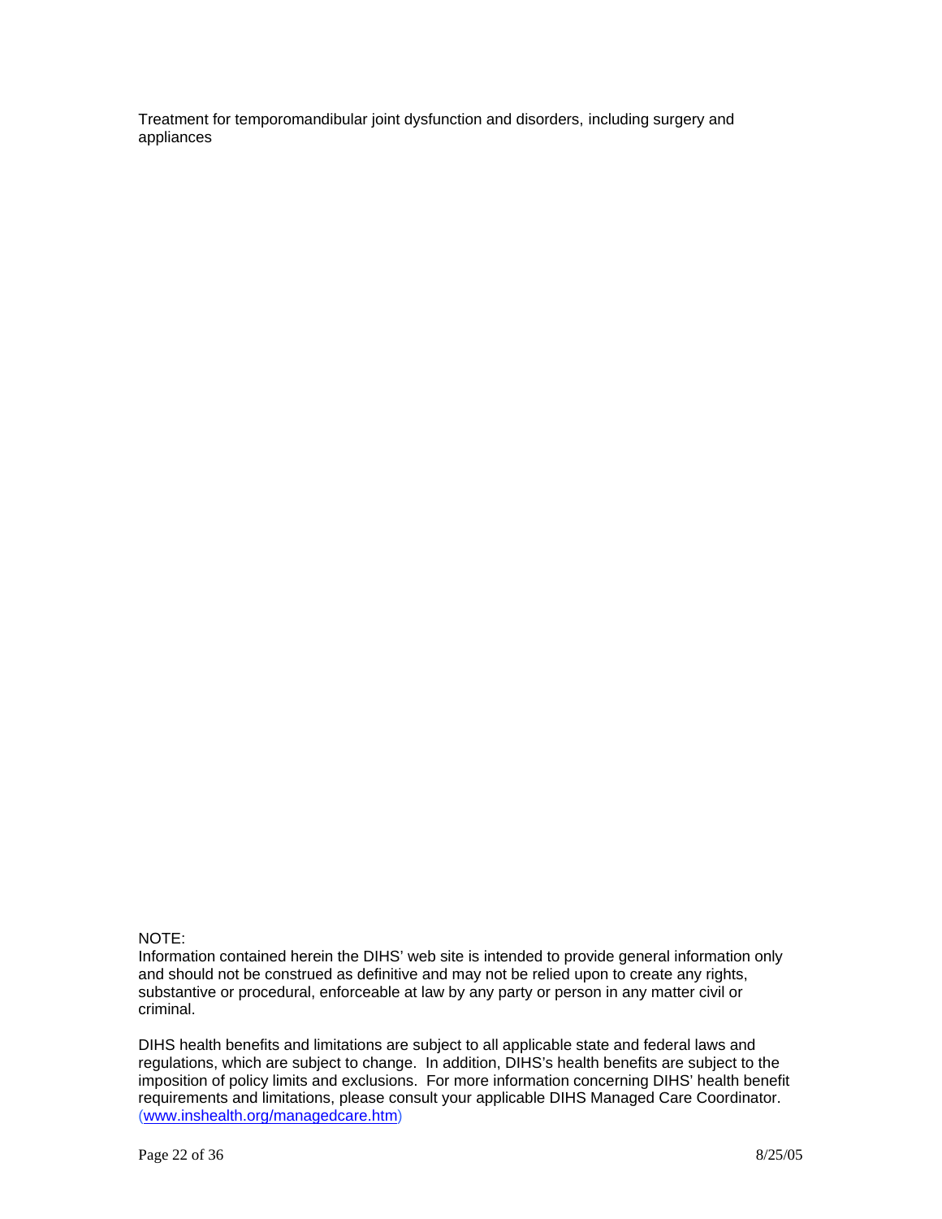Treatment for temporomandibular joint dysfunction and disorders, including surgery and appliances

NOTE:
Information contained herein the DIHS' web site is intended to provide general information only and should not be construed as definitive and may not be relied upon to create any rights, substantive or procedural, enforceable at law by any party or person in any matter civil or criminal.

DIHS health benefits and limitations are subject to all applicable state and federal laws and regulations, which are subject to change. In addition, DIHS's health benefits are subject to the imposition of policy limits and exclusions. For more information concerning DIHS' health benefit requirements and limitations, please consult your applicable DIHS Managed Care Coordinator. (www.inshealth.org/managedcare.htm)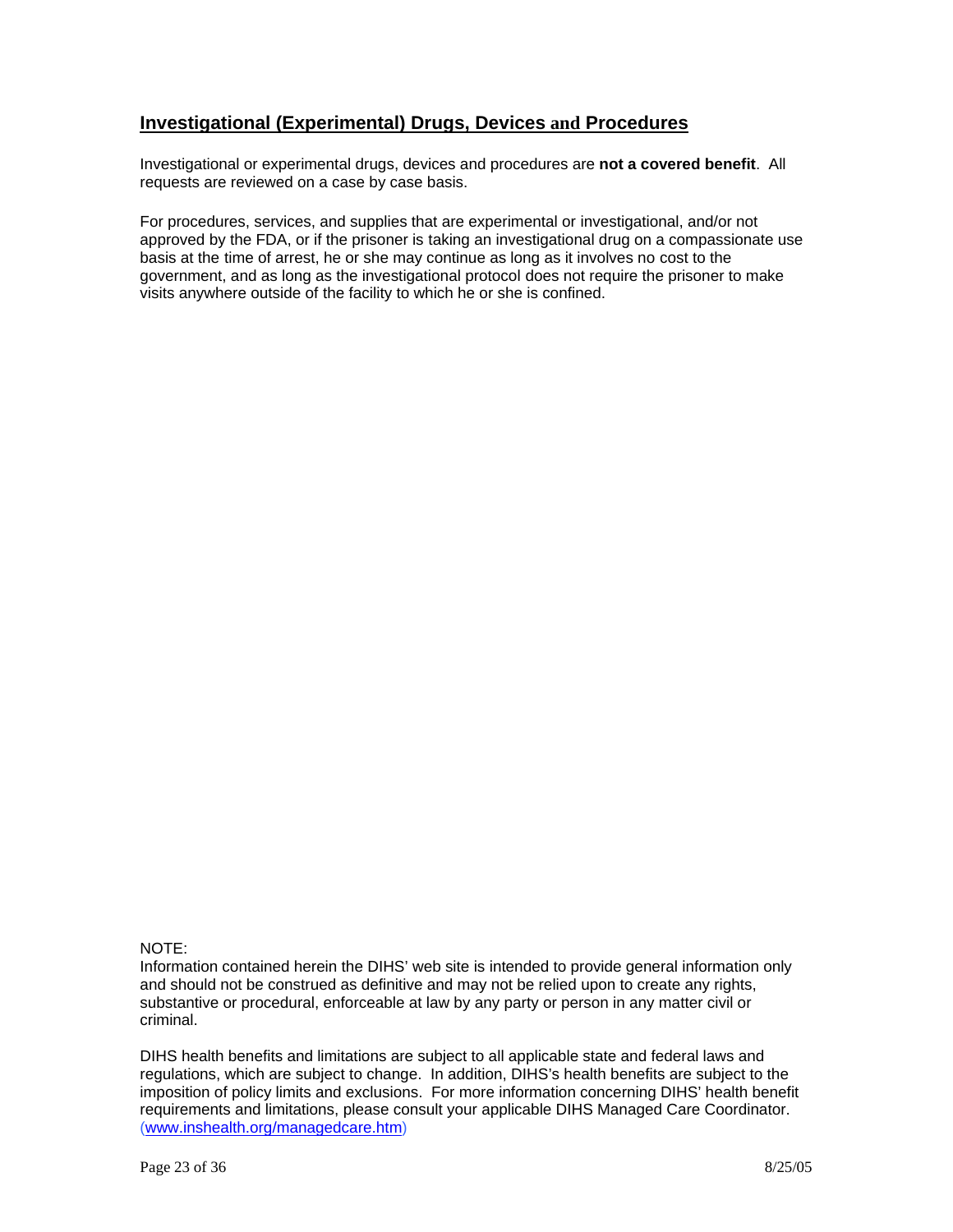## Investigational (Experimental) Drugs, Devices and Procedures

Investigational or experimental drugs, devices and procedures are **not a covered benefit**. All requests are reviewed on a case by case basis.

For procedures, services, and supplies that are experimental or investigational, and/or not approved by the FDA, or if the prisoner is taking an investigational drug on a compassionate use basis at the time of arrest, he or she may continue as long as it involves no cost to the government, and as long as the investigational protocol does not require the prisoner to make visits anywhere outside of the facility to which he or she is confined.

NOTE:
Information contained herein the DIHS' web site is intended to provide general information only and should not be construed as definitive and may not be relied upon to create any rights, substantive or procedural, enforceable at law by any party or person in any matter civil or criminal.

DIHS health benefits and limitations are subject to all applicable state and federal laws and regulations, which are subject to change. In addition, DIHS's health benefits are subject to the imposition of policy limits and exclusions. For more information concerning DIHS' health benefit requirements and limitations, please consult your applicable DIHS Managed Care Coordinator. (www.inshealth.org/managedcare.htm)

8/25/05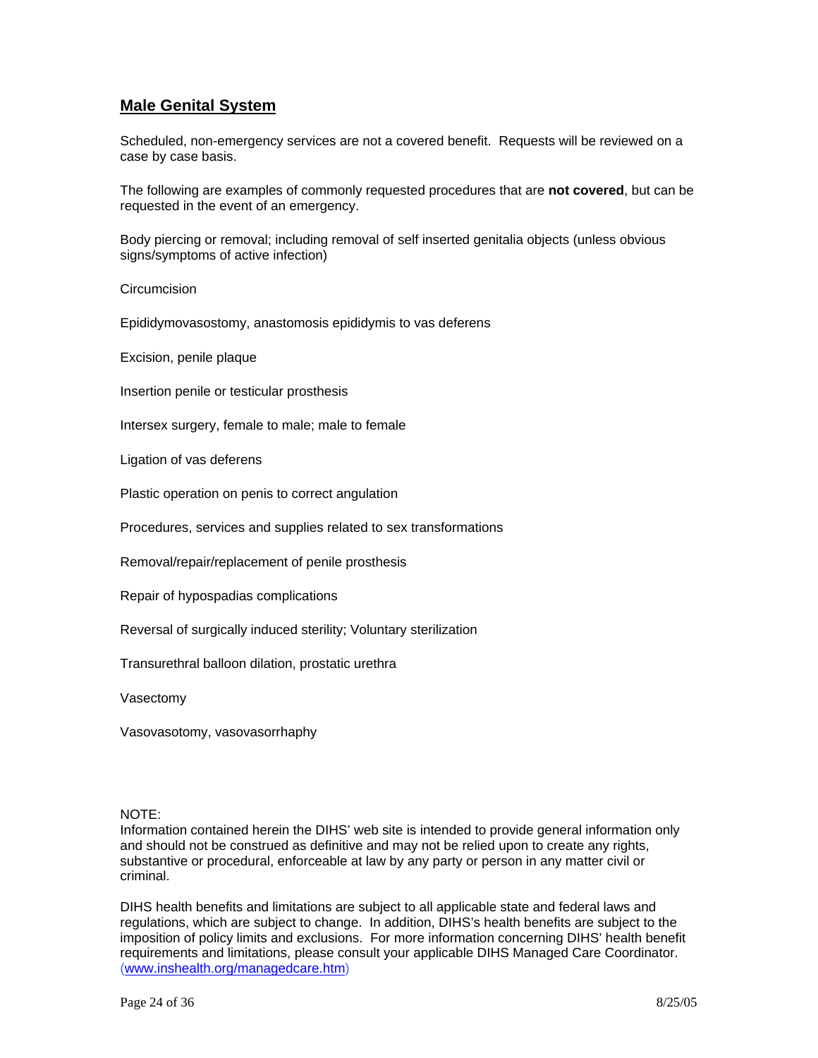## Male Genital System

Scheduled, non-emergency services are not a covered benefit. Requests will be reviewed on a case by case basis.

The following are examples of commonly requested procedures that are **not covered**, but can be requested in the event of an emergency.

Body piercing or removal; including removal of self inserted genitalia objects (unless obvious signs/symptoms of active infection)

Circumcision

Epididymovasostomy, anastomosis epididymis to vas deferens

Excision, penile plaque

Insertion penile or testicular prosthesis

Intersex surgery, female to male; male to female

Ligation of vas deferens

Plastic operation on penis to correct angulation

Procedures, services and supplies related to sex transformations

Removal/repair/replacement of penile prosthesis

Repair of hypospadias complications

Reversal of surgically induced sterility; Voluntary sterilization

Transurethral balloon dilation, prostatic urethra

Vasectomy

Vasovasotomy, vasovasorrhaphy

NOTE:
Information contained herein the DIHS' web site is intended to provide general information only and should not be construed as definitive and may not be relied upon to create any rights, substantive or procedural, enforceable at law by any party or person in any matter civil or criminal.

DIHS health benefits and limitations are subject to all applicable state and federal laws and regulations, which are subject to change. In addition, DIHS's health benefits are subject to the imposition of policy limits and exclusions. For more information concerning DIHS' health benefit requirements and limitations, please consult your applicable DIHS Managed Care Coordinator. (www.inshealth.org/managedcare.htm)

8/25/05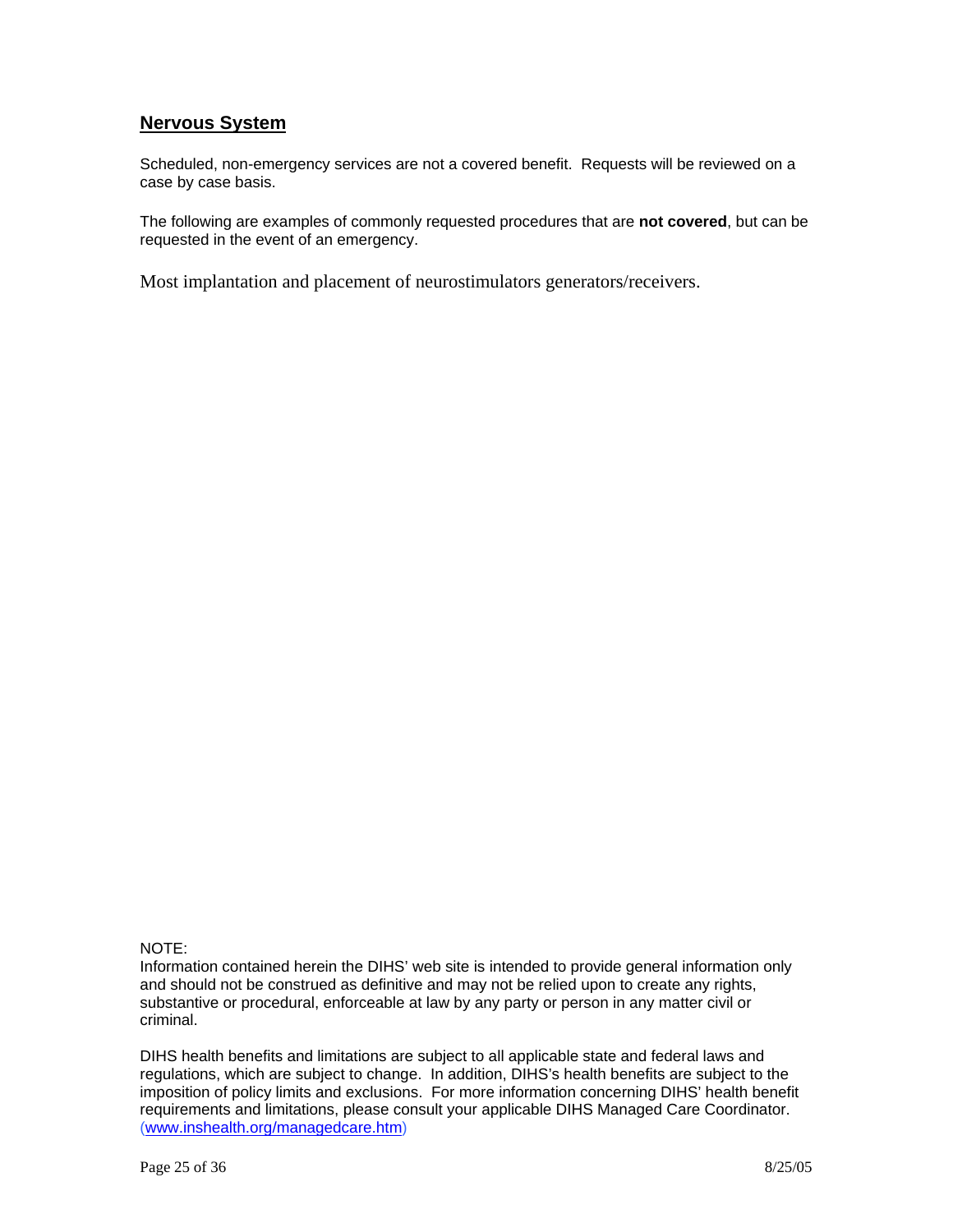## Nervous System

Scheduled, non-emergency services are not a covered benefit. Requests will be reviewed on a case by case basis.

The following are examples of commonly requested procedures that are **not covered**, but can be requested in the event of an emergency.

Most implantation and placement of neurostimulators generators/receivers.

NOTE:
Information contained herein the DIHS' web site is intended to provide general information only and should not be construed as definitive and may not be relied upon to create any rights, substantive or procedural, enforceable at law by any party or person in any matter civil or criminal.

DIHS health benefits and limitations are subject to all applicable state and federal laws and regulations, which are subject to change. In addition, DIHS's health benefits are subject to the imposition of policy limits and exclusions. For more information concerning DIHS' health benefit requirements and limitations, please consult your applicable DIHS Managed Care Coordinator. (www.inshealth.org/managedcare.htm)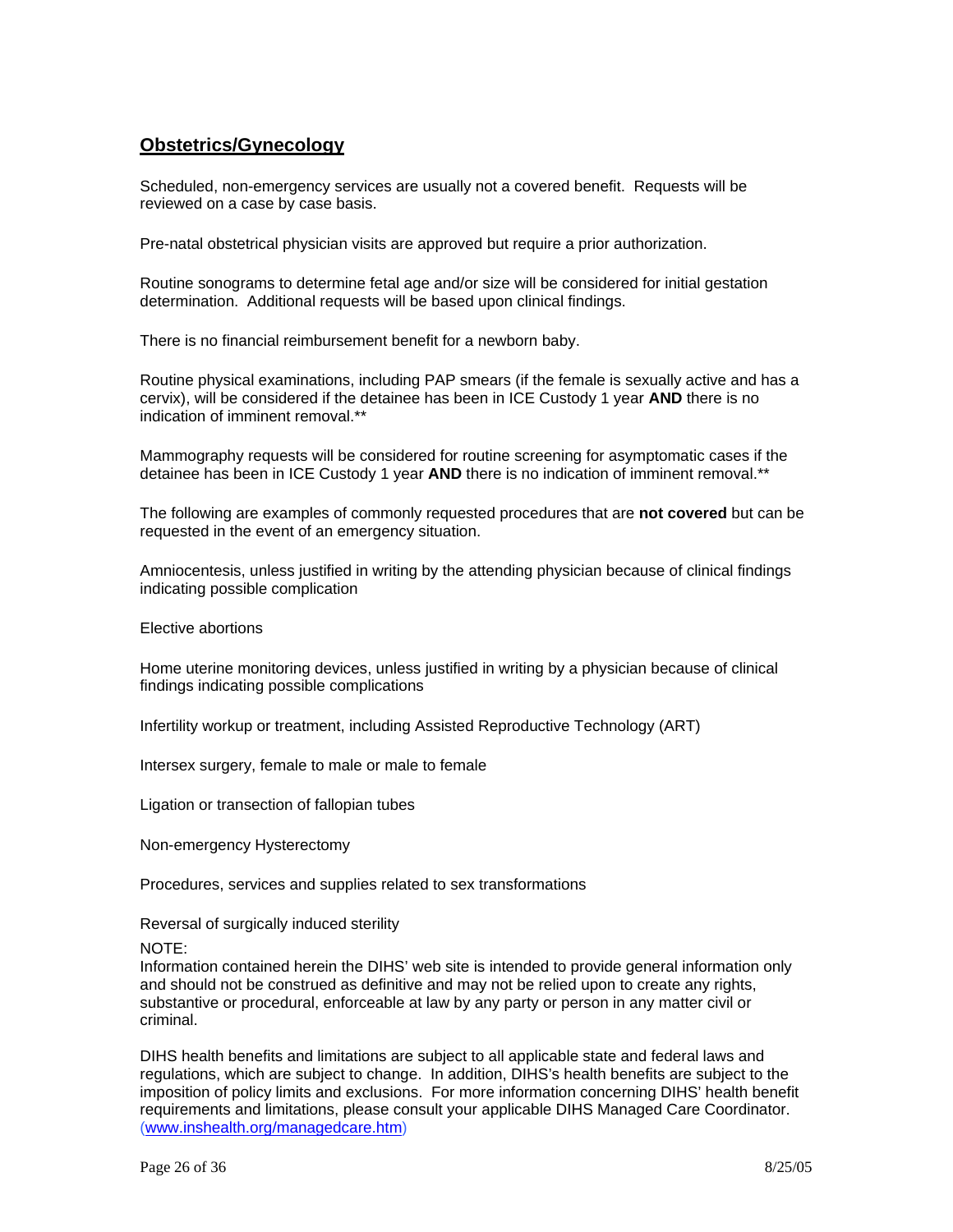## Obstetrics/Gynecology

Scheduled, non-emergency services are usually not a covered benefit. Requests will be reviewed on a case by case basis.

Pre-natal obstetrical physician visits are approved but require a prior authorization.

Routine sonograms to determine fetal age and/or size will be considered for initial gestation determination. Additional requests will be based upon clinical findings.

There is no financial reimbursement benefit for a newborn baby.

Routine physical examinations, including PAP smears (if the female is sexually active and has a cervix), will be considered if the detainee has been in ICE Custody 1 year **AND** there is no indication of imminent removal.**

Mammography requests will be considered for routine screening for asymptomatic cases if the detainee has been in ICE Custody 1 year **AND** there is no indication of imminent removal.**

The following are examples of commonly requested procedures that are **not covered** but can be requested in the event of an emergency situation.

Amniocentesis, unless justified in writing by the attending physician because of clinical findings indicating possible complication

Elective abortions

Home uterine monitoring devices, unless justified in writing by a physician because of clinical findings indicating possible complications

Infertility workup or treatment, including Assisted Reproductive Technology (ART)

Intersex surgery, female to male or male to female

Ligation or transection of fallopian tubes

Non-emergency Hysterectomy

Procedures, services and supplies related to sex transformations

Reversal of surgically induced sterility

NOTE:
Information contained herein the DIHS' web site is intended to provide general information only and should not be construed as definitive and may not be relied upon to create any rights, substantive or procedural, enforceable at law by any party or person in any matter civil or criminal.

DIHS health benefits and limitations are subject to all applicable state and federal laws and regulations, which are subject to change. In addition, DIHS's health benefits are subject to the imposition of policy limits and exclusions. For more information concerning DIHS' health benefit requirements and limitations, please consult your applicable DIHS Managed Care Coordinator. (www.inshealth.org/managedcare.htm)

8/25/05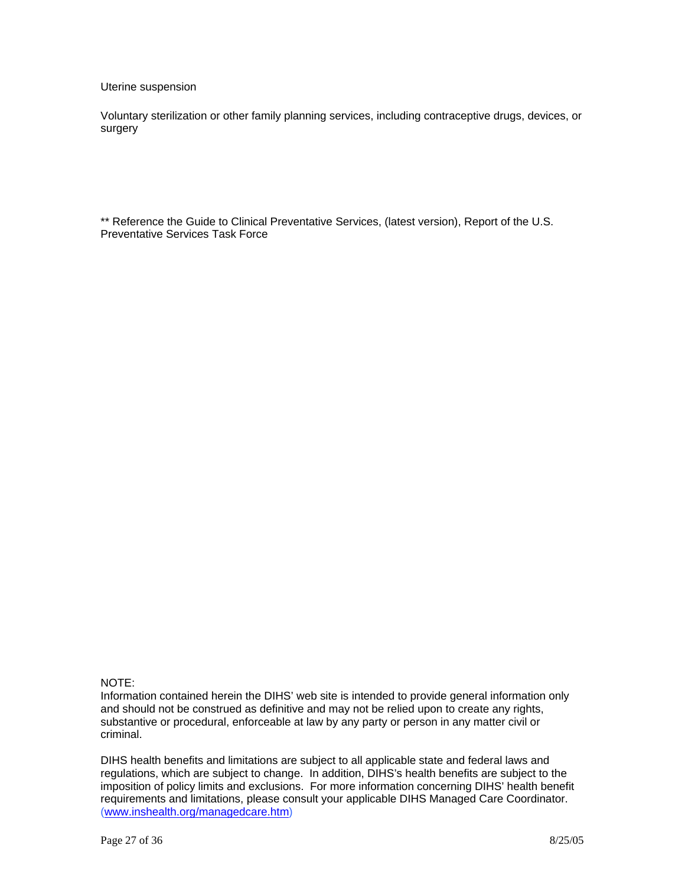Uterine suspension

Voluntary sterilization or other family planning services, including contraceptive drugs, devices, or surgery

** Reference the Guide to Clinical Preventative Services, (latest version), Report of the U.S. Preventative Services Task Force

NOTE:
Information contained herein the DIHS' web site is intended to provide general information only and should not be construed as definitive and may not be relied upon to create any rights, substantive or procedural, enforceable at law by any party or person in any matter civil or criminal.

DIHS health benefits and limitations are subject to all applicable state and federal laws and regulations, which are subject to change. In addition, DIHS's health benefits are subject to the imposition of policy limits and exclusions. For more information concerning DIHS' health benefit requirements and limitations, please consult your applicable DIHS Managed Care Coordinator. (www.inshealth.org/managedcare.htm)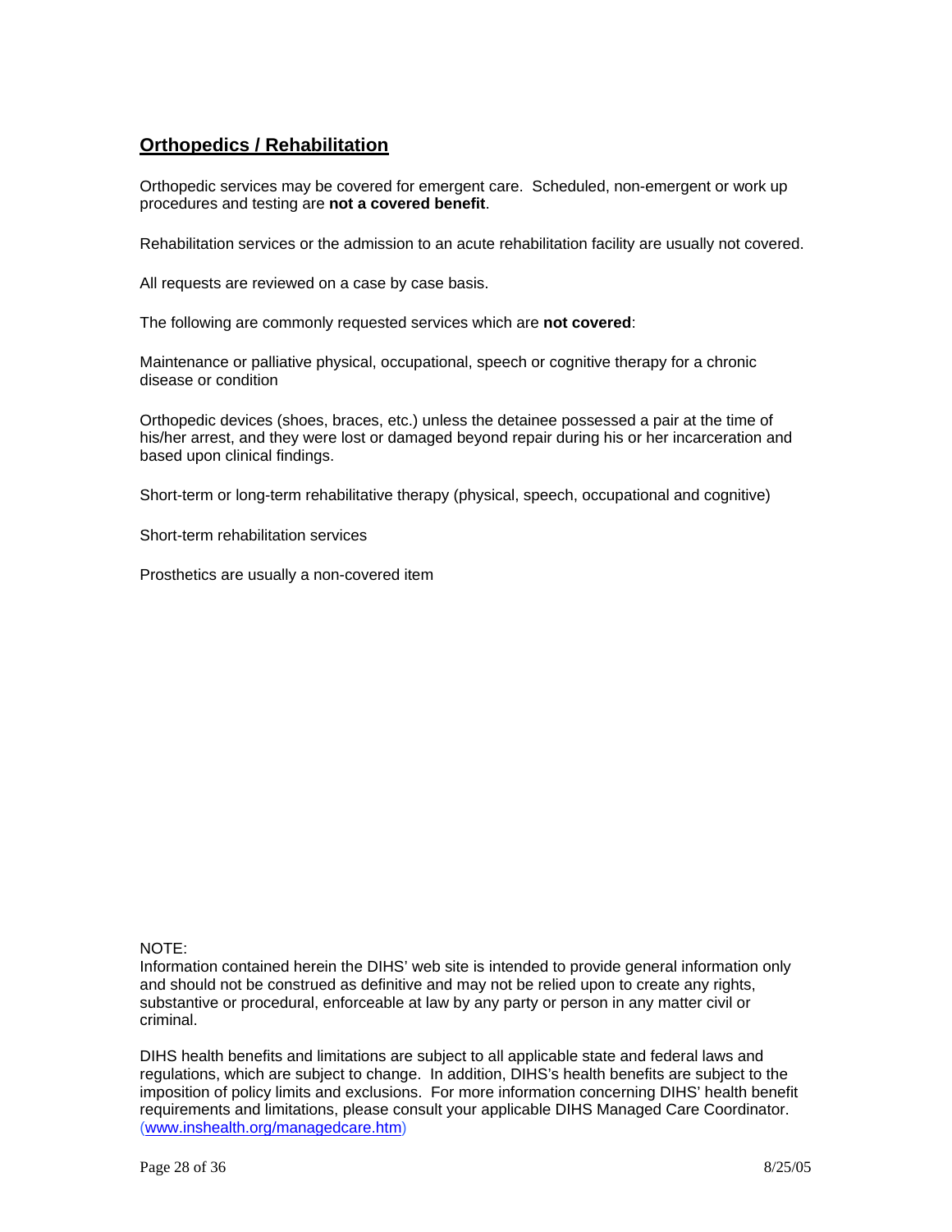## **Orthopedics / Rehabilitation**

Orthopedic services may be covered for emergent care. Scheduled, non-emergent or work up procedures and testing are **not a covered benefit**.

Rehabilitation services or the admission to an acute rehabilitation facility are usually not covered.

All requests are reviewed on a case by case basis.

The following are commonly requested services which are **not covered**:

Maintenance or palliative physical, occupational, speech or cognitive therapy for a chronic disease or condition

Orthopedic devices (shoes, braces, etc.) unless the detainee possessed a pair at the time of his/her arrest, and they were lost or damaged beyond repair during his or her incarceration and based upon clinical findings.

Short-term or long-term rehabilitative therapy (physical, speech, occupational and cognitive)

Short-term rehabilitation services

Prosthetics are usually a non-covered item

NOTE:
Information contained herein the DIHS' web site is intended to provide general information only and should not be construed as definitive and may not be relied upon to create any rights, substantive or procedural, enforceable at law by any party or person in any matter civil or criminal.

DIHS health benefits and limitations are subject to all applicable state and federal laws and regulations, which are subject to change. In addition, DIHS's health benefits are subject to the imposition of policy limits and exclusions. For more information concerning DIHS' health benefit requirements and limitations, please consult your applicable DIHS Managed Care Coordinator. (www.inshealth.org/managedcare.htm)

8/25/05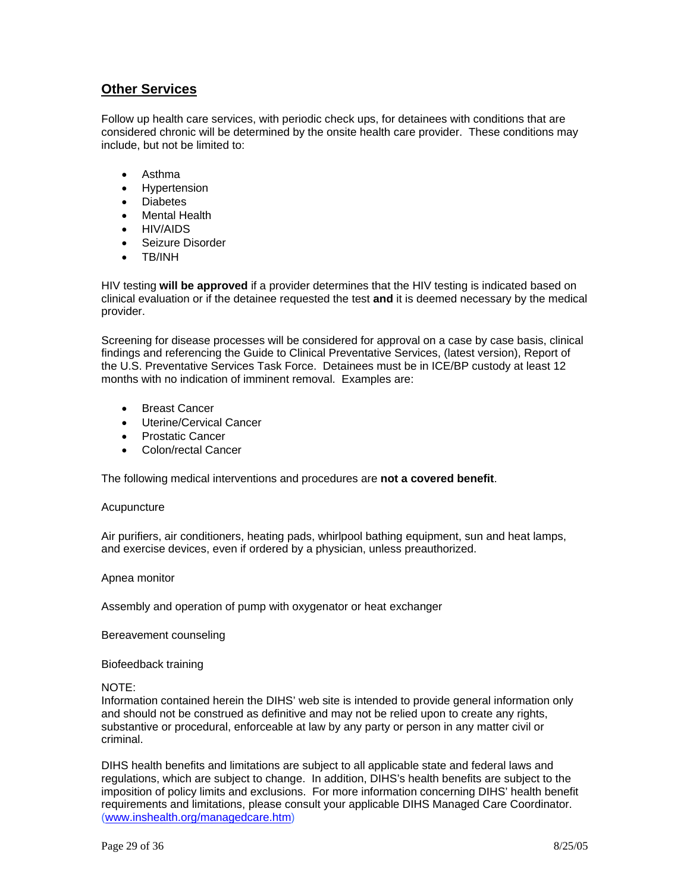## Other Services

Follow up health care services, with periodic check ups, for detainees with conditions that are considered chronic will be determined by the onsite health care provider. These conditions may include, but not be limited to:

- Asthma
- Hypertension
- Diabetes
- Mental Health
- HIV/AIDS
- Seizure Disorder
- TB/INH

HIV testing **will be approved** if a provider determines that the HIV testing is indicated based on clinical evaluation or if the detainee requested the test **and** it is deemed necessary by the medical provider.

Screening for disease processes will be considered for approval on a case by case basis, clinical findings and referencing the Guide to Clinical Preventative Services, (latest version), Report of the U.S. Preventative Services Task Force. Detainees must be in ICE/BP custody at least 12 months with no indication of imminent removal. Examples are:

- Breast Cancer
- Uterine/Cervical Cancer
- Prostatic Cancer
- Colon/rectal Cancer

The following medical interventions and procedures are **not a covered benefit**.

Acupuncture

Air purifiers, air conditioners, heating pads, whirlpool bathing equipment, sun and heat lamps, and exercise devices, even if ordered by a physician, unless preauthorized.

Apnea monitor

Assembly and operation of pump with oxygenator or heat exchanger

Bereavement counseling

Biofeedback training

NOTE:
Information contained herein the DIHS' web site is intended to provide general information only and should not be construed as definitive and may not be relied upon to create any rights, substantive or procedural, enforceable at law by any party or person in any matter civil or criminal.

DIHS health benefits and limitations are subject to all applicable state and federal laws and regulations, which are subject to change. In addition, DIHS's health benefits are subject to the imposition of policy limits and exclusions. For more information concerning DIHS' health benefit requirements and limitations, please consult your applicable DIHS Managed Care Coordinator. (www.inshealth.org/managedcare.htm)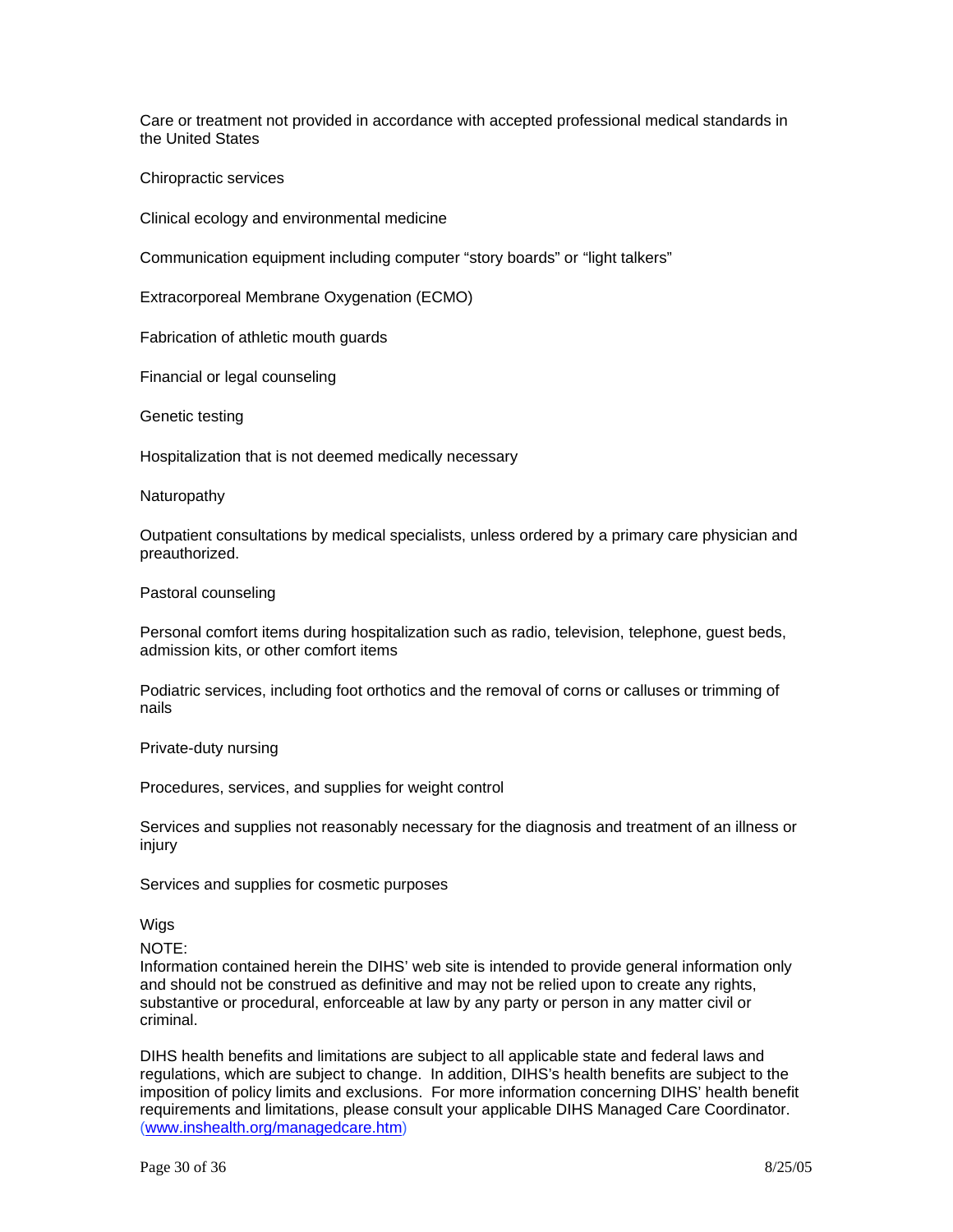Care or treatment not provided in accordance with accepted professional medical standards in the United States

Chiropractic services

Clinical ecology and environmental medicine

Communication equipment including computer “story boards” or “light talkers”

Extracorporeal Membrane Oxygenation (ECMO)

Fabrication of athletic mouth guards

Financial or legal counseling

Genetic testing

Hospitalization that is not deemed medically necessary

Naturopathy

Outpatient consultations by medical specialists, unless ordered by a primary care physician and preauthorized.

Pastoral counseling

Personal comfort items during hospitalization such as radio, television, telephone, guest beds, admission kits, or other comfort items

Podiatric services, including foot orthotics and the removal of corns or calluses or trimming of nails

Private-duty nursing

Procedures, services, and supplies for weight control

Services and supplies not reasonably necessary for the diagnosis and treatment of an illness or injury

Services and supplies for cosmetic purposes

Wigs

NOTE:
Information contained herein the DIHS’ web site is intended to provide general information only and should not be construed as definitive and may not be relied upon to create any rights, substantive or procedural, enforceable at law by any party or person in any matter civil or criminal.

DIHS health benefits and limitations are subject to all applicable state and federal laws and regulations, which are subject to change. In addition, DIHS’s health benefits are subject to the imposition of policy limits and exclusions. For more information concerning DIHS’ health benefit requirements and limitations, please consult your applicable DIHS Managed Care Coordinator. (www.inshealth.org/managedcare.htm)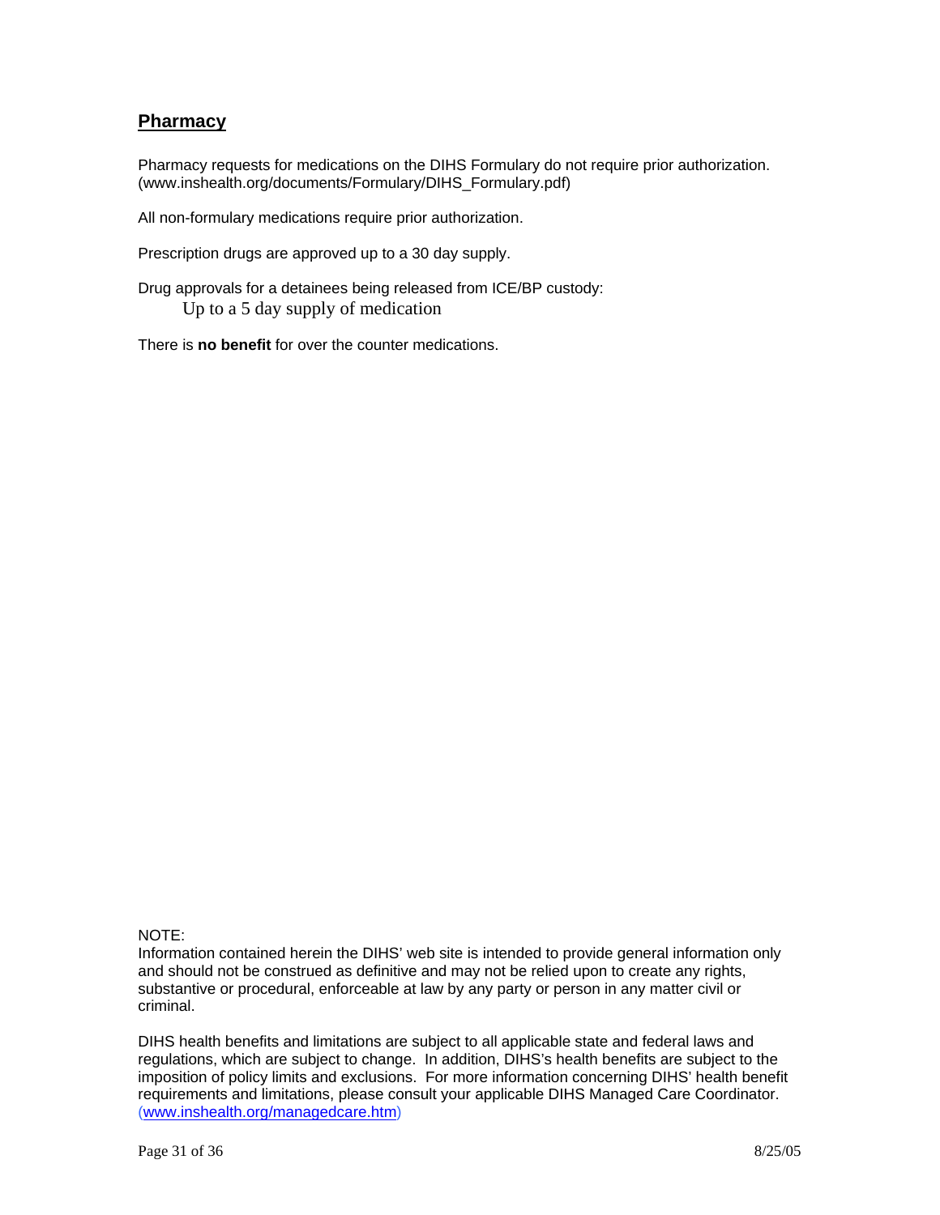## Pharmacy

Pharmacy requests for medications on the DIHS Formulary do not require prior authorization. (www.inshealth.org/documents/Formulary/DIHS_Formulary.pdf)

All non-formulary medications require prior authorization.

Prescription drugs are approved up to a 30 day supply.

Drug approvals for a detainees being released from ICE/BP custody:
Up to a 5 day supply of medication

There is **no benefit** for over the counter medications.

NOTE:
Information contained herein the DIHS' web site is intended to provide general information only and should not be construed as definitive and may not be relied upon to create any rights, substantive or procedural, enforceable at law by any party or person in any matter civil or criminal.

DIHS health benefits and limitations are subject to all applicable state and federal laws and regulations, which are subject to change. In addition, DIHS's health benefits are subject to the imposition of policy limits and exclusions. For more information concerning DIHS' health benefit requirements and limitations, please consult your applicable DIHS Managed Care Coordinator. (www.inshealth.org/managedcare.htm)

8/25/05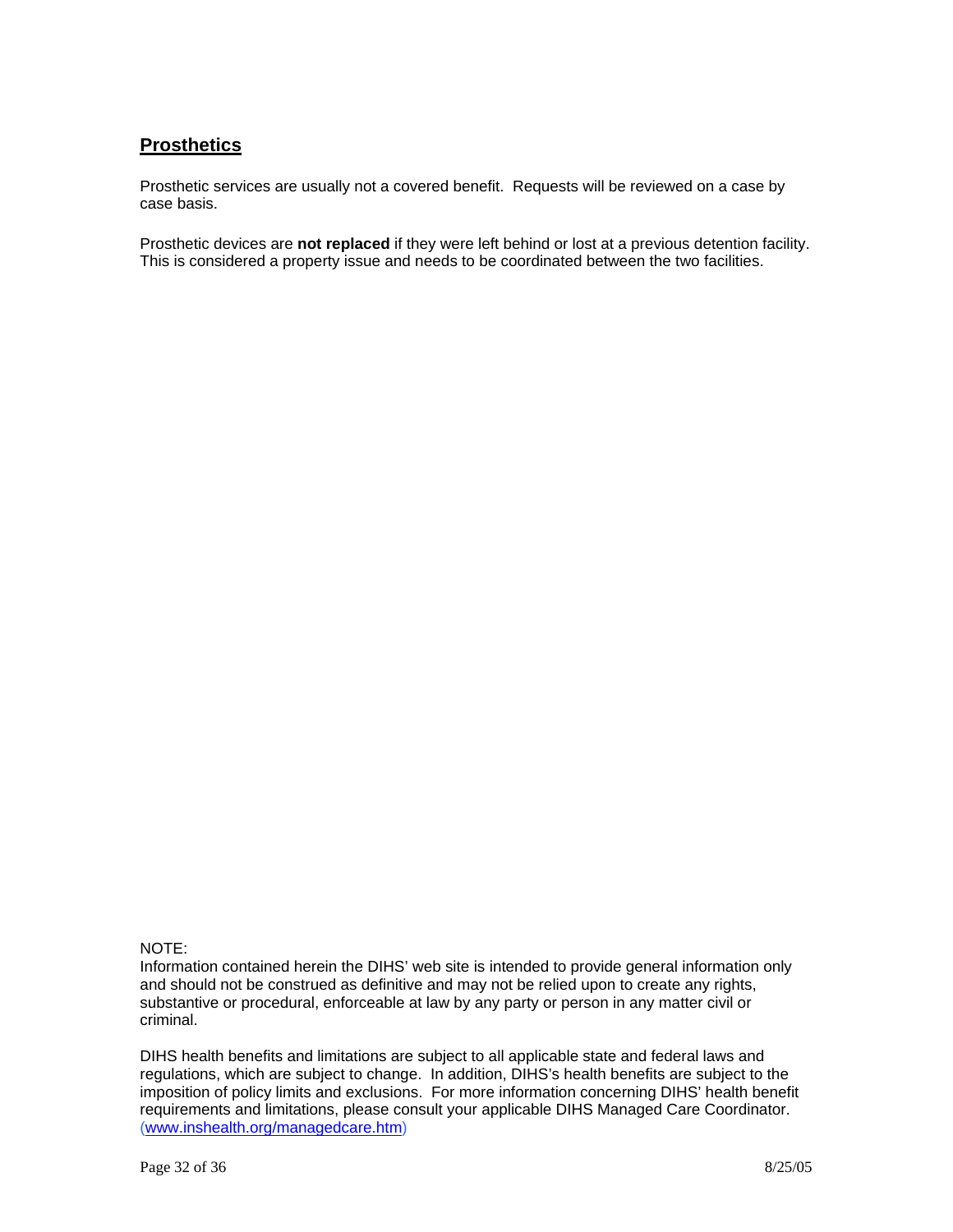## Prosthetics

Prosthetic services are usually not a covered benefit. Requests will be reviewed on a case by case basis.

Prosthetic devices are **not replaced** if they were left behind or lost at a previous detention facility. This is considered a property issue and needs to be coordinated between the two facilities.

NOTE:
Information contained herein the DIHS' web site is intended to provide general information only and should not be construed as definitive and may not be relied upon to create any rights, substantive or procedural, enforceable at law by any party or person in any matter civil or criminal.

DIHS health benefits and limitations are subject to all applicable state and federal laws and regulations, which are subject to change. In addition, DIHS's health benefits are subject to the imposition of policy limits and exclusions. For more information concerning DIHS' health benefit requirements and limitations, please consult your applicable DIHS Managed Care Coordinator. (www.inshealth.org/managedcare.htm)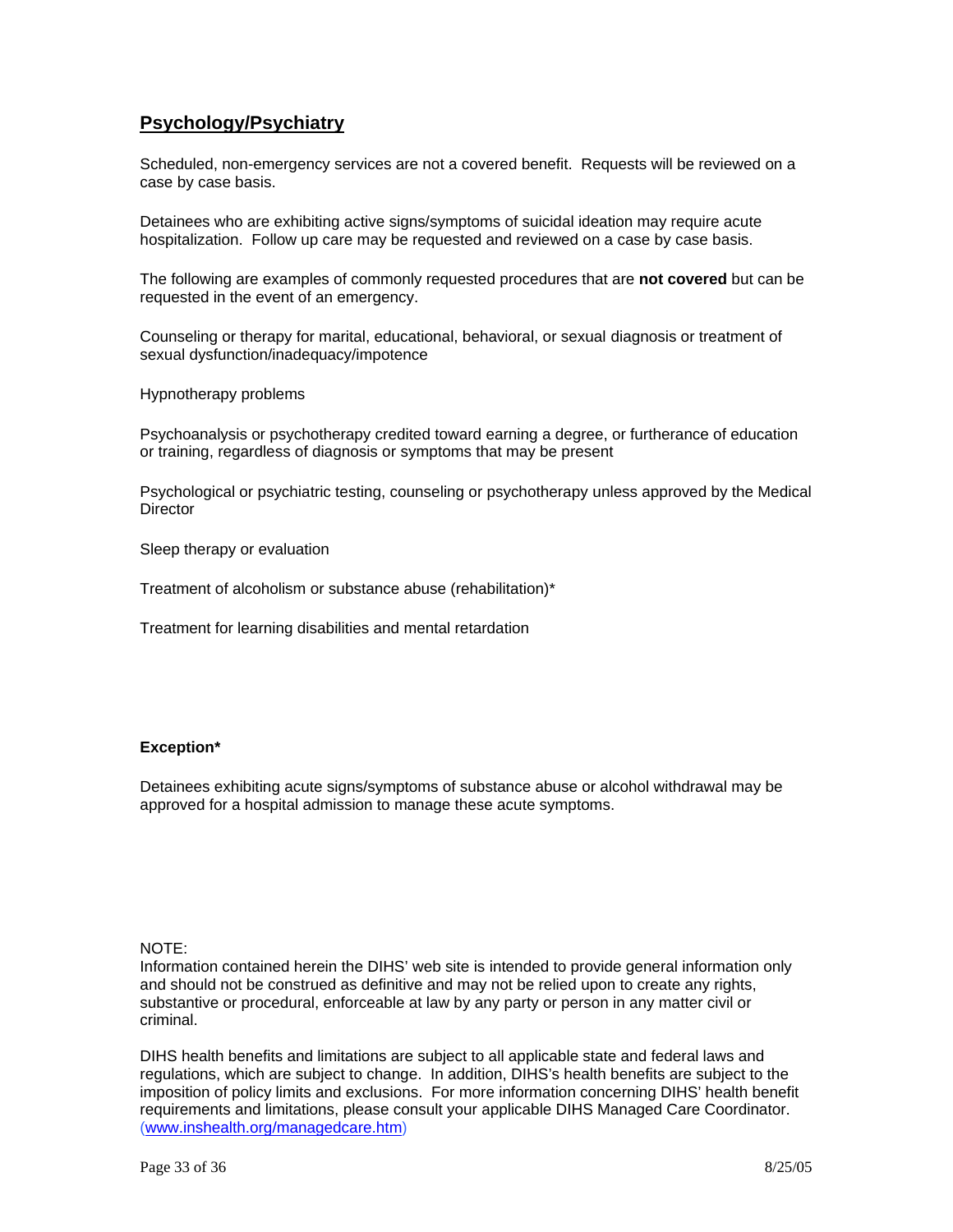## Psychology/Psychiatry

Scheduled, non-emergency services are not a covered benefit. Requests will be reviewed on a case by case basis.

Detainees who are exhibiting active signs/symptoms of suicidal ideation may require acute hospitalization. Follow up care may be requested and reviewed on a case by case basis.

The following are examples of commonly requested procedures that are **not covered** but can be requested in the event of an emergency.

Counseling or therapy for marital, educational, behavioral, or sexual diagnosis or treatment of sexual dysfunction/inadequacy/impotence

Hypnotherapy problems

Psychoanalysis or psychotherapy credited toward earning a degree, or furtherance of education or training, regardless of diagnosis or symptoms that may be present

Psychological or psychiatric testing, counseling or psychotherapy unless approved by the Medical Director

Sleep therapy or evaluation

Treatment of alcoholism or substance abuse (rehabilitation)*

Treatment for learning disabilities and mental retardation

**Exception***

Detainees exhibiting acute signs/symptoms of substance abuse or alcohol withdrawal may be approved for a hospital admission to manage these acute symptoms.

NOTE:
Information contained herein the DIHS' web site is intended to provide general information only and should not be construed as definitive and may not be relied upon to create any rights, substantive or procedural, enforceable at law by any party or person in any matter civil or criminal.

DIHS health benefits and limitations are subject to all applicable state and federal laws and regulations, which are subject to change. In addition, DIHS's health benefits are subject to the imposition of policy limits and exclusions. For more information concerning DIHS' health benefit requirements and limitations, please consult your applicable DIHS Managed Care Coordinator. (www.inshealth.org/managedcare.htm)

8/25/05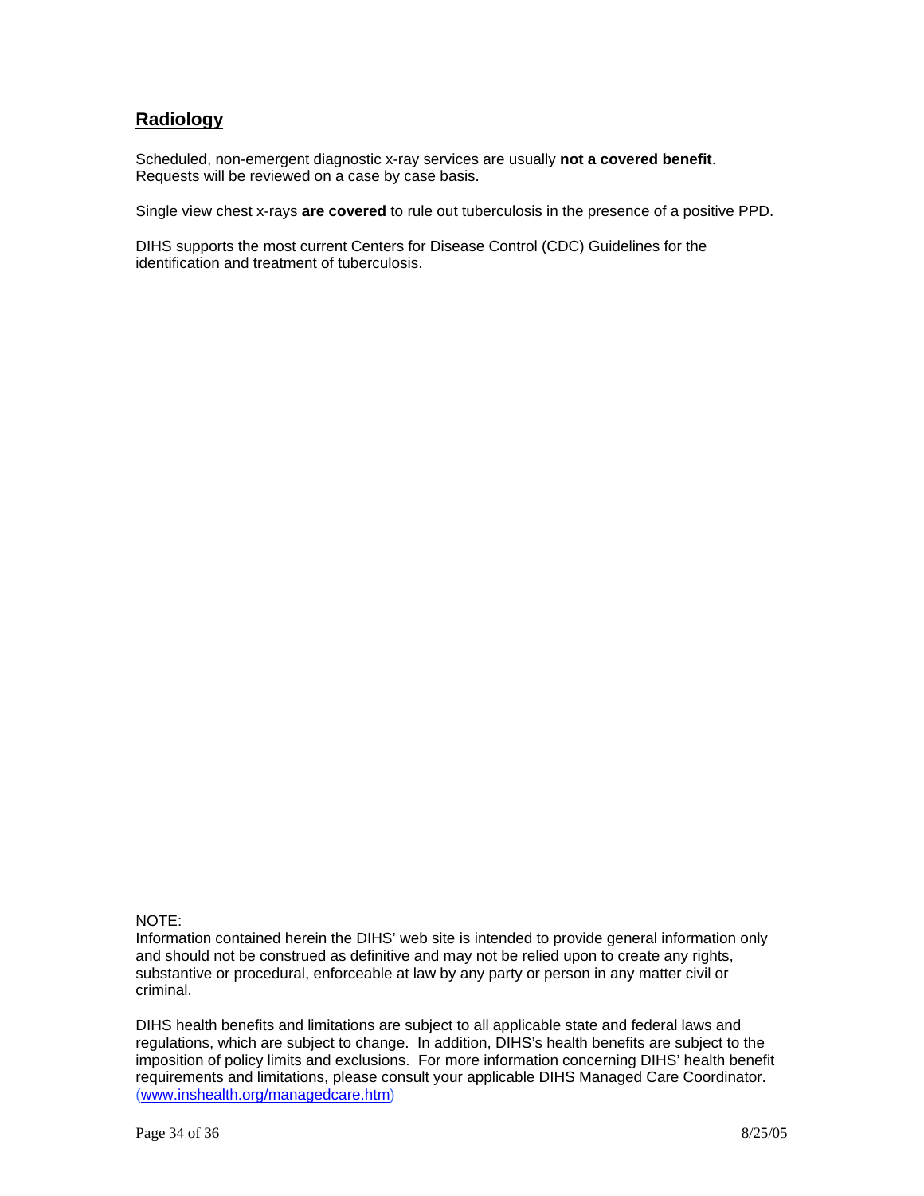## Radiology

Scheduled, non-emergent diagnostic x-ray services are usually **not a covered benefit**. Requests will be reviewed on a case by case basis.

Single view chest x-rays **are covered** to rule out tuberculosis in the presence of a positive PPD.

DIHS supports the most current Centers for Disease Control (CDC) Guidelines for the identification and treatment of tuberculosis.

NOTE:
Information contained herein the DIHS' web site is intended to provide general information only and should not be construed as definitive and may not be relied upon to create any rights, substantive or procedural, enforceable at law by any party or person in any matter civil or criminal.

DIHS health benefits and limitations are subject to all applicable state and federal laws and regulations, which are subject to change. In addition, DIHS's health benefits are subject to the imposition of policy limits and exclusions. For more information concerning DIHS' health benefit requirements and limitations, please consult your applicable DIHS Managed Care Coordinator. (www.inshealth.org/managedcare.htm)

8/25/05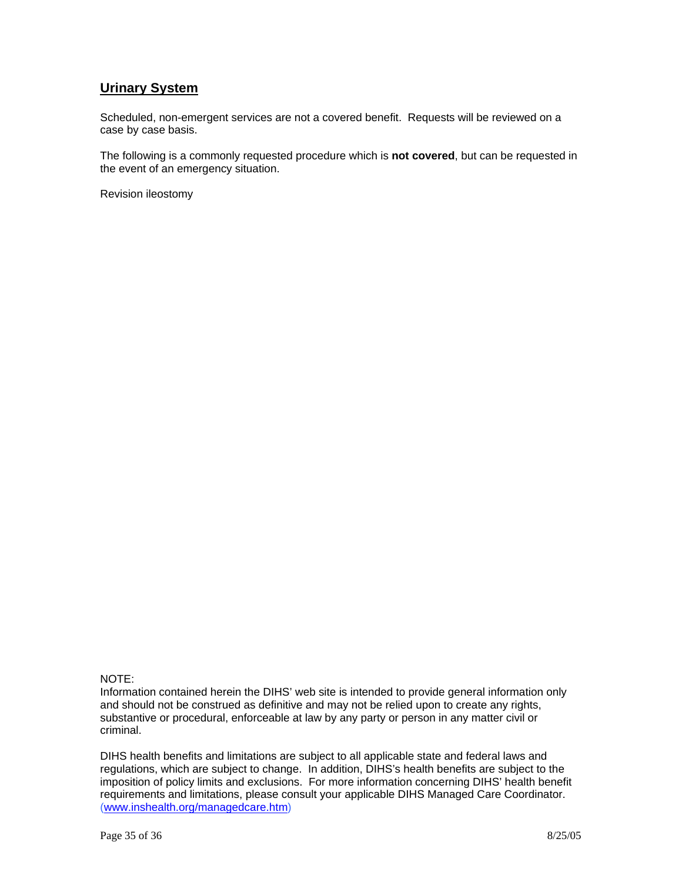## <u>Urinary System</u>

Scheduled, non-emergent services are not a covered benefit. Requests will be reviewed on a case by case basis.

The following is a commonly requested procedure which is **not covered**, but can be requested in the event of an emergency situation.

Revision ileostomy

NOTE:
Information contained herein the DIHS' web site is intended to provide general information only and should not be construed as definitive and may not be relied upon to create any rights, substantive or procedural, enforceable at law by any party or person in any matter civil or criminal.

DIHS health benefits and limitations are subject to all applicable state and federal laws and regulations, which are subject to change. In addition, DIHS's health benefits are subject to the imposition of policy limits and exclusions. For more information concerning DIHS' health benefit requirements and limitations, please consult your applicable DIHS Managed Care Coordinator. (www.inshealth.org/managedcare.htm)

8/25/05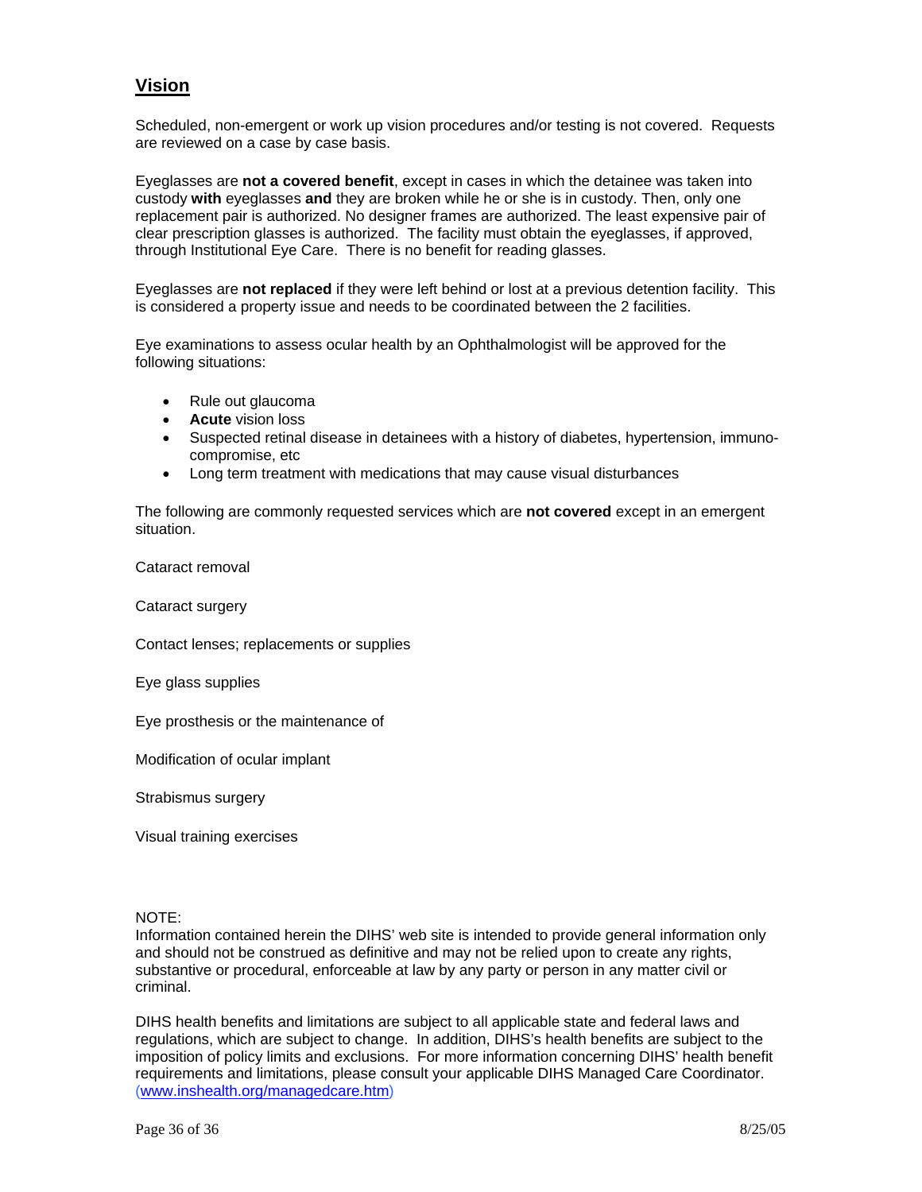## Vision

Scheduled, non-emergent or work up vision procedures and/or testing is not covered. Requests are reviewed on a case by case basis.

Eyeglasses are **not a covered benefit**, except in cases in which the detainee was taken into custody **with** eyeglasses **and** they are broken while he or she is in custody. Then, only one replacement pair is authorized. No designer frames are authorized. The least expensive pair of clear prescription glasses is authorized. The facility must obtain the eyeglasses, if approved, through Institutional Eye Care. There is no benefit for reading glasses.

Eyeglasses are **not replaced** if they were left behind or lost at a previous detention facility. This is considered a property issue and needs to be coordinated between the 2 facilities.

Eye examinations to assess ocular health by an Ophthalmologist will be approved for the following situations:

- Rule out glaucoma
- **Acute** vision loss
- Suspected retinal disease in detainees with a history of diabetes, hypertension, immuno-compromise, etc
- Long term treatment with medications that may cause visual disturbances

The following are commonly requested services which are **not covered** except in an emergent situation.

Cataract removal

Cataract surgery

Contact lenses; replacements or supplies

Eye glass supplies

Eye prosthesis or the maintenance of

Modification of ocular implant

Strabismus surgery

Visual training exercises

NOTE:
Information contained herein the DIHS' web site is intended to provide general information only and should not be construed as definitive and may not be relied upon to create any rights, substantive or procedural, enforceable at law by any party or person in any matter civil or criminal.

DIHS health benefits and limitations are subject to all applicable state and federal laws and regulations, which are subject to change. In addition, DIHS's health benefits are subject to the imposition of policy limits and exclusions. For more information concerning DIHS' health benefit requirements and limitations, please consult your applicable DIHS Managed Care Coordinator. (www.inshealth.org/managedcare.htm)

8/25/05